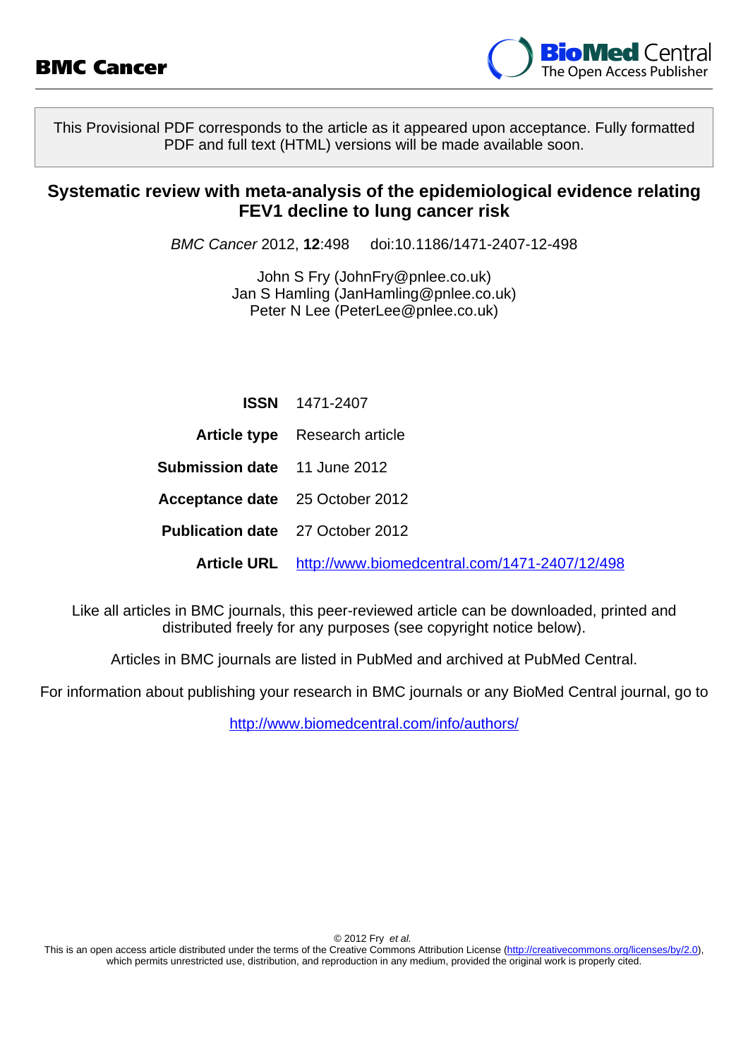**BMC Cancer**

This Provisional PDF corresponds to the article as it appeared upon acceptance. Fully formatted PDF and full text (HTML) versions will be made available soon.

# Systematic review with meta-analysis of the epidemiological evidence relating FEV1 decline to lung cancer risk

*BMC Cancer* 2012, **12**:498 doi:10.1186/1471-2407-12-498

John S Fry (JohnFry@pnlee.co.uk)
Jan S Hamling (JanHamling@pnlee.co.uk)
Peter N Lee (PeterLee@pnlee.co.uk)

| | |
|---|---|
| **ISSN** | 1471-2407 |
| **Article type** | Research article |
| **Submission date** | 11 June 2012 |
| **Acceptance date** | 25 October 2012 |
| **Publication date** | 27 October 2012 |
| **Article URL** | http://www.biomedcentral.com/1471-2407/12/498 |

Like all articles in BMC journals, this peer-reviewed article can be downloaded, printed and distributed freely for any purposes (see copyright notice below).

Articles in BMC journals are listed in PubMed and archived at PubMed Central.

For information about publishing your research in BMC journals or any BioMed Central journal, go to

http://www.biomedcentral.com/info/authors/

© 2012 Fry *et al.*
This is an open access article distributed under the terms of the Creative Commons Attribution License (http://creativecommons.org/licenses/by/2.0), which permits unrestricted use, distribution, and reproduction in any medium, provided the original work is properly cited.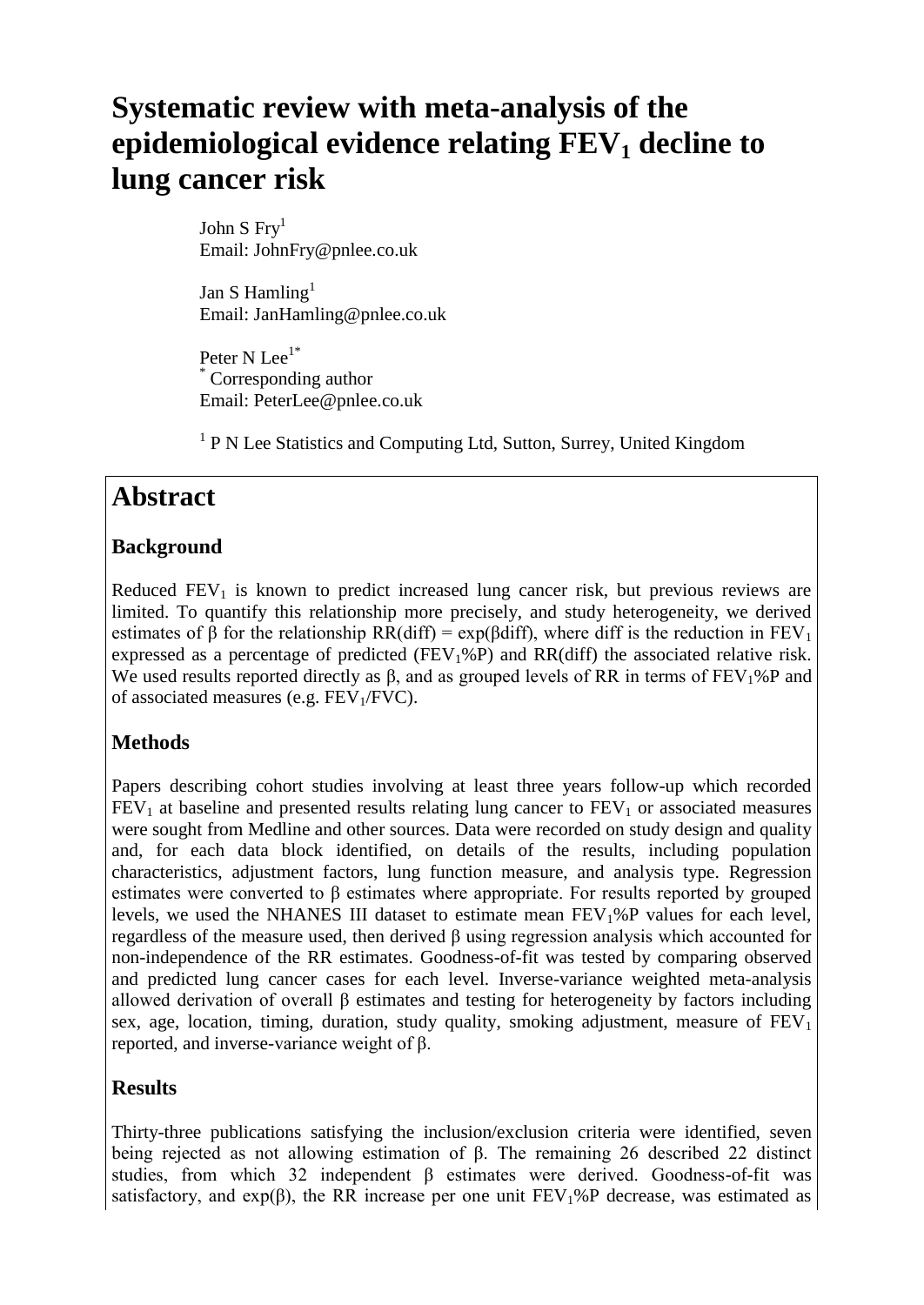# Systematic review with meta-analysis of the epidemiological evidence relating $FEV_1$ decline to lung cancer risk

John S Fry[1]
Email: JohnFry@pnlee.co.uk

Jan S Hamling[1]
Email: JanHamling@pnlee.co.uk

Peter N Lee[1*]
[*] Corresponding author
Email: PeterLee@pnlee.co.uk

[1] P N Lee Statistics and Computing Ltd, Sutton, Surrey, United Kingdom

## Abstract

### Background

Reduced $FEV_1$ is known to predict increased lung cancer risk, but previous reviews are limited. To quantify this relationship more precisely, and study heterogeneity, we derived estimates of β for the relationship RR(diff) = exp(βdiff), where diff is the reduction in $FEV_1$ expressed as a percentage of predicted ($FEV_1$%P) and RR(diff) the associated relative risk. We used results reported directly as β, and as grouped levels of RR in terms of $FEV_1$%P and of associated measures (e.g. $FEV_1$/FVC).

### Methods

Papers describing cohort studies involving at least three years follow-up which recorded $FEV_1$ at baseline and presented results relating lung cancer to $FEV_1$ or associated measures were sought from Medline and other sources. Data were recorded on study design and quality and, for each data block identified, on details of the results, including population characteristics, adjustment factors, lung function measure, and analysis type. Regression estimates were converted to β estimates where appropriate. For results reported by grouped levels, we used the NHANES III dataset to estimate mean $FEV_1$%P values for each level, regardless of the measure used, then derived β using regression analysis which accounted for non-independence of the RR estimates. Goodness-of-fit was tested by comparing observed and predicted lung cancer cases for each level. Inverse-variance weighted meta-analysis allowed derivation of overall β estimates and testing for heterogeneity by factors including sex, age, location, timing, duration, study quality, smoking adjustment, measure of $FEV_1$ reported, and inverse-variance weight of β.

### Results

Thirty-three publications satisfying the inclusion/exclusion criteria were identified, seven being rejected as not allowing estimation of β. The remaining 26 described 22 distinct studies, from which 32 independent β estimates were derived. Goodness-of-fit was satisfactory, and exp(β), the RR increase per one unit $FEV_1$%P decrease, was estimated as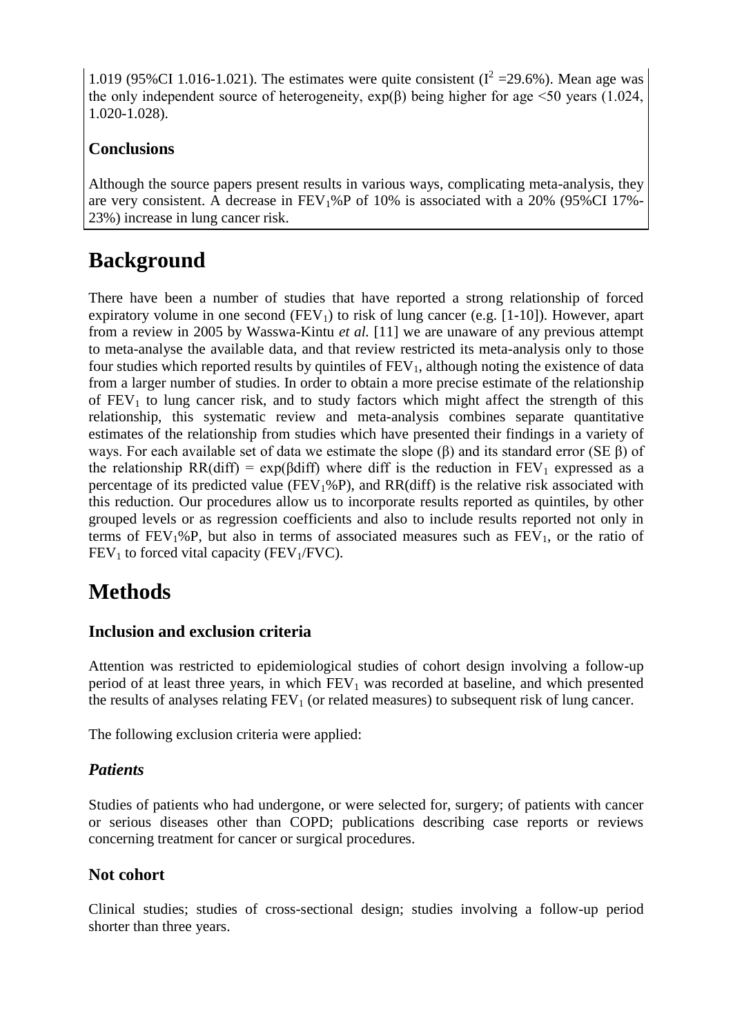1.019 (95%CI 1.016-1.021). The estimates were quite consistent ($I^2$ =29.6%). Mean age was the only independent source of heterogeneity, exp(β) being higher for age <50 years (1.024, 1.020-1.028).

### Conclusions

Although the source papers present results in various ways, complicating meta-analysis, they are very consistent. A decrease in $FEV_1$%P of 10% is associated with a 20% (95%CI 17%-23%) increase in lung cancer risk.

# Background

There have been a number of studies that have reported a strong relationship of forced expiratory volume in one second ($FEV_1$) to risk of lung cancer (e.g. [1-10]). However, apart from a review in 2005 by Wasswa-Kintu *et al.* [11] we are unaware of any previous attempt to meta-analyse the available data, and that review restricted its meta-analysis only to those four studies which reported results by quintiles of $FEV_1$, although noting the existence of data from a larger number of studies. In order to obtain a more precise estimate of the relationship of $FEV_1$ to lung cancer risk, and to study factors which might affect the strength of this relationship, this systematic review and meta-analysis combines separate quantitative estimates of the relationship from studies which have presented their findings in a variety of ways. For each available set of data we estimate the slope (β) and its standard error (SE β) of the relationship RR(diff) = exp(βdiff) where diff is the reduction in $FEV_1$ expressed as a percentage of its predicted value ($FEV_1$%P), and RR(diff) is the relative risk associated with this reduction. Our procedures allow us to incorporate results reported as quintiles, by other grouped levels or as regression coefficients and also to include results reported not only in terms of $FEV_1$%P, but also in terms of associated measures such as $FEV_1$, or the ratio of $FEV_1$ to forced vital capacity ($FEV_1$/FVC).

# Methods

### Inclusion and exclusion criteria

Attention was restricted to epidemiological studies of cohort design involving a follow-up period of at least three years, in which $FEV_1$ was recorded at baseline, and which presented the results of analyses relating $FEV_1$ (or related measures) to subsequent risk of lung cancer.

The following exclusion criteria were applied:

### *Patients*

Studies of patients who had undergone, or were selected for, surgery; of patients with cancer or serious diseases other than COPD; publications describing case reports or reviews concerning treatment for cancer or surgical procedures.

### Not cohort

Clinical studies; studies of cross-sectional design; studies involving a follow-up period shorter than three years.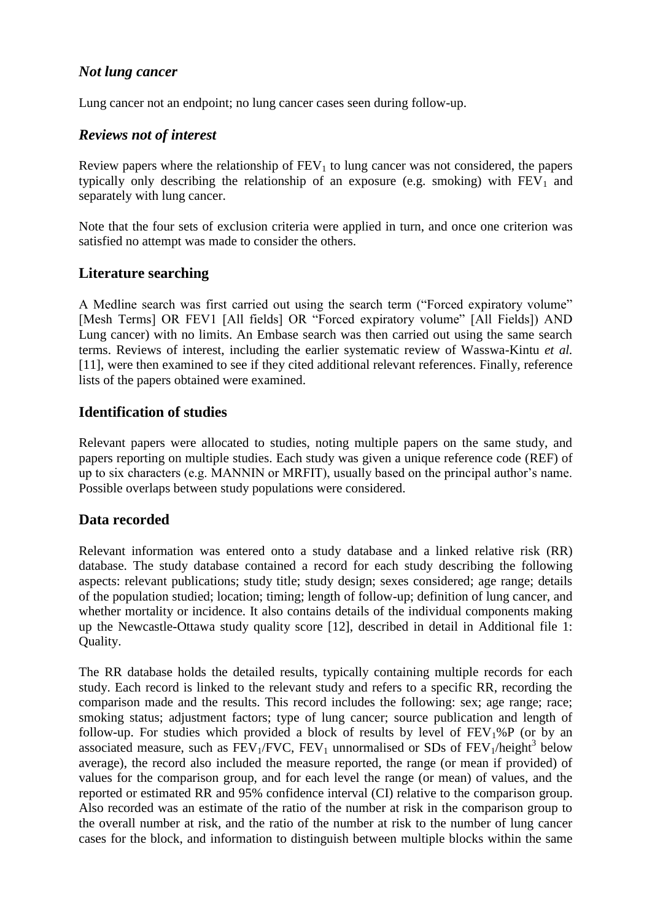### *Not lung cancer*

Lung cancer not an endpoint; no lung cancer cases seen during follow-up.

### *Reviews not of interest*

Review papers where the relationship of $FEV_1$ to lung cancer was not considered, the papers typically only describing the relationship of an exposure (e.g. smoking) with $FEV_1$ and separately with lung cancer.

Note that the four sets of exclusion criteria were applied in turn, and once one criterion was satisfied no attempt was made to consider the others.

## Literature searching

A Medline search was first carried out using the search term ("Forced expiratory volume" [Mesh Terms] OR FEV1 [All fields] OR "Forced expiratory volume" [All Fields]) AND Lung cancer) with no limits. An Embase search was then carried out using the same search terms. Reviews of interest, including the earlier systematic review of Wasswa-Kintu *et al.* [11], were then examined to see if they cited additional relevant references. Finally, reference lists of the papers obtained were examined.

## Identification of studies

Relevant papers were allocated to studies, noting multiple papers on the same study, and papers reporting on multiple studies. Each study was given a unique reference code (REF) of up to six characters (e.g. MANNIN or MRFIT), usually based on the principal author's name. Possible overlaps between study populations were considered.

## Data recorded

Relevant information was entered onto a study database and a linked relative risk (RR) database. The study database contained a record for each study describing the following aspects: relevant publications; study title; study design; sexes considered; age range; details of the population studied; location; timing; length of follow-up; definition of lung cancer, and whether mortality or incidence. It also contains details of the individual components making up the Newcastle-Ottawa study quality score [12], described in detail in Additional file 1: Quality.

The RR database holds the detailed results, typically containing multiple records for each study. Each record is linked to the relevant study and refers to a specific RR, recording the comparison made and the results. This record includes the following: sex; age range; race; smoking status; adjustment factors; type of lung cancer; source publication and length of follow-up. For studies which provided a block of results by level of $FEV_1$%P (or by an associated measure, such as $FEV_1/FVC$, $FEV_1$ unnormalised or SDs of $FEV_1/height^3$ below average), the record also included the measure reported, the range (or mean if provided) of values for the comparison group, and for each level the range (or mean) of values, and the reported or estimated RR and 95% confidence interval (CI) relative to the comparison group. Also recorded was an estimate of the ratio of the number at risk in the comparison group to the overall number at risk, and the ratio of the number at risk to the number of lung cancer cases for the block, and information to distinguish between multiple blocks within the same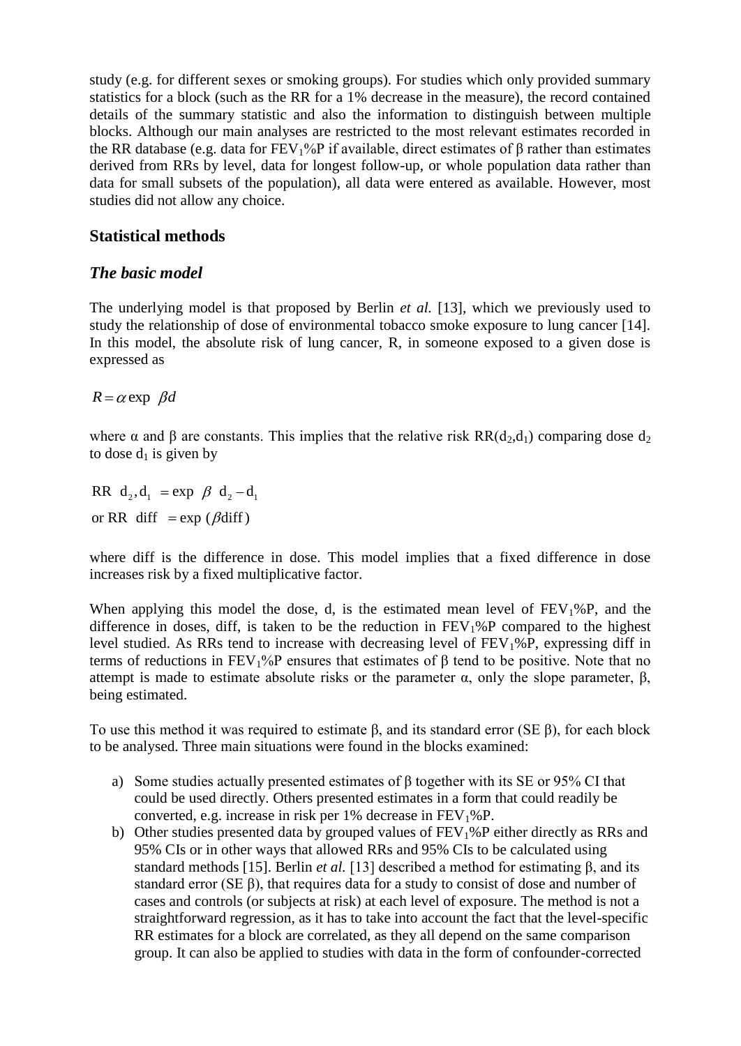study (e.g. for different sexes or smoking groups). For studies which only provided summary statistics for a block (such as the RR for a 1% decrease in the measure), the record contained details of the summary statistic and also the information to distinguish between multiple blocks. Although our main analyses are restricted to the most relevant estimates recorded in the RR database (e.g. data for $FEV_1\%P$ if available, direct estimates of β rather than estimates derived from RRs by level, data for longest follow-up, or whole population data rather than data for small subsets of the population), all data were entered as available. However, most studies did not allow any choice.

## Statistical methods

### *The basic model*

The underlying model is that proposed by Berlin *et al.* [13], which we previously used to study the relationship of dose of environmental tobacco smoke exposure to lung cancer [14]. In this model, the absolute risk of lung cancer, R, in someone exposed to a given dose is expressed as

$$R = \alpha \exp(\beta d)$$

where α and β are constants. This implies that the relative risk $RR(d_2,d_1)$ comparing dose $d_2$ to dose $d_1$ is given by

$$\text{RR}(d_2, d_1) = \exp(\beta(d_2 - d_1))$$

$$\text{or RR}(\text{diff}) = \exp(\beta \text{diff})$$

where diff is the difference in dose. This model implies that a fixed difference in dose increases risk by a fixed multiplicative factor.

When applying this model the dose, d, is the estimated mean level of $FEV_1\%P$, and the difference in doses, diff, is taken to be the reduction in $FEV_1\%P$ compared to the highest level studied. As RRs tend to increase with decreasing level of $FEV_1\%P$, expressing diff in terms of reductions in $FEV_1\%P$ ensures that estimates of β tend to be positive. Note that no attempt is made to estimate absolute risks or the parameter α, only the slope parameter, β, being estimated.

To use this method it was required to estimate β, and its standard error (SE β), for each block to be analysed. Three main situations were found in the blocks examined:

a) Some studies actually presented estimates of β together with its SE or 95% CI that could be used directly. Others presented estimates in a form that could readily be converted, e.g. increase in risk per 1% decrease in $FEV_1\%P$.
b) Other studies presented data by grouped values of $FEV_1\%P$ either directly as RRs and 95% CIs or in other ways that allowed RRs and 95% CIs to be calculated using standard methods [15]. Berlin *et al.* [13] described a method for estimating β, and its standard error (SE β), that requires data for a study to consist of dose and number of cases and controls (or subjects at risk) at each level of exposure. The method is not a straightforward regression, as it has to take into account the fact that the level-specific RR estimates for a block are correlated, as they all depend on the same comparison group. It can also be applied to studies with data in the form of confounder-corrected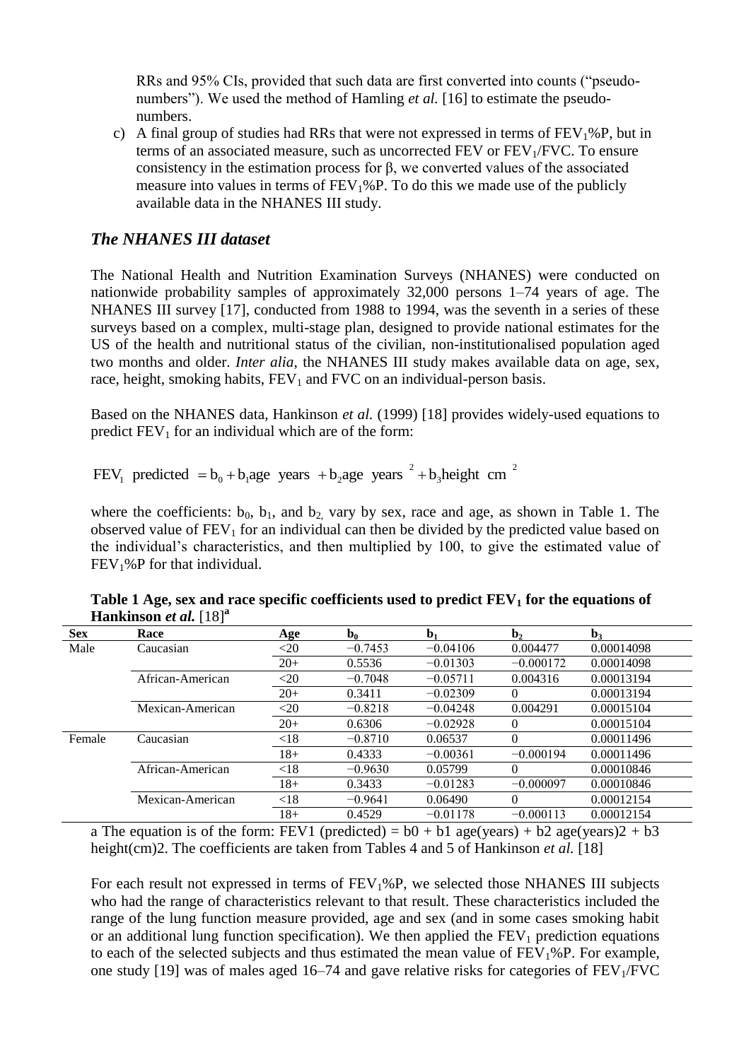RRs and 95% CIs, provided that such data are first converted into counts ("pseudo-numbers"). We used the method of Hamling *et al.* [16] to estimate the pseudo-numbers.

c) A final group of studies had RRs that were not expressed in terms of $FEV_1$%P, but in terms of an associated measure, such as uncorrected FEV or $FEV_1$/FVC. To ensure consistency in the estimation process for β, we converted values of the associated measure into values in terms of $FEV_1$%P. To do this we made use of the publicly available data in the NHANES III study.

### *The NHANES III dataset*

The National Health and Nutrition Examination Surveys (NHANES) were conducted on nationwide probability samples of approximately 32,000 persons 1–74 years of age. The NHANES III survey [17], conducted from 1988 to 1994, was the seventh in a series of these surveys based on a complex, multi-stage plan, designed to provide national estimates for the US of the health and nutritional status of the civilian, non-institutionalised population aged two months and older. *Inter alia*, the NHANES III study makes available data on age, sex, race, height, smoking habits, $FEV_1$ and FVC on an individual-person basis.

Based on the NHANES data, Hankinson *et al.* (1999) [18] provides widely-used equations to predict $FEV_1$ for an individual which are of the form:

$$FEV_1 \text{ predicted } = b_0 + b_1 \text{age (years)} + b_2 \text{age (years)}^2 + b_3 \text{height (cm)}^2$$

where the coefficients: $b_0$, $b_1$, and $b_2$ vary by sex, race and age, as shown in Table 1. The observed value of $FEV_1$ for an individual can then be divided by the predicted value based on the individual's characteristics, and then multiplied by 100, to give the estimated value of $FEV_1$%P for that individual.

**Table 1 Age, sex and race specific coefficients used to predict $FEV_1$ for the equations of Hankinson *et al.* [18][a]**

| Sex | Race | Age | $b_0$ | $b_1$ | $b_2$ | $b_3$ |
|---|---|---|---|---|---|---|
| Male | Caucasian | <20 | −0.7453 | −0.04106 | 0.004477 | 0.00014098 |
| | | 20+ | 0.5536 | −0.01303 | −0.000172 | 0.00014098 |
| | African-American | <20 | −0.7048 | −0.05711 | 0.004316 | 0.00013194 |
| | | 20+ | 0.3411 | −0.02309 | 0 | 0.00013194 |
| | Mexican-American | <20 | −0.8218 | −0.04248 | 0.004291 | 0.00015104 |
| | | 20+ | 0.6306 | −0.02928 | 0 | 0.00015104 |
| Female | Caucasian | <18 | −0.8710 | 0.06537 | 0 | 0.00011496 |
| | | 18+ | 0.4333 | −0.00361 | −0.000194 | 0.00011496 |
| | African-American | <18 | −0.9630 | 0.05799 | 0 | 0.00010846 |
| | | 18+ | 0.3433 | −0.01283 | −0.000097 | 0.00010846 |
| | Mexican-American | <18 | −0.9641 | 0.06490 | 0 | 0.00012154 |
| | | 18+ | 0.4529 | −0.01178 | −0.000113 | 0.00012154 |

a The equation is of the form: FEV1 (predicted) = b0 + b1 age(years) + b2 age(years)2 + b3 height(cm)2. The coefficients are taken from Tables 4 and 5 of Hankinson *et al.* [18]

For each result not expressed in terms of $FEV_1$%P, we selected those NHANES III subjects who had the range of characteristics relevant to that result. These characteristics included the range of the lung function measure provided, age and sex (and in some cases smoking habit or an additional lung function specification). We then applied the $FEV_1$ prediction equations to each of the selected subjects and thus estimated the mean value of $FEV_1$%P. For example, one study [19] was of males aged 16–74 and gave relative risks for categories of $FEV_1$/FVC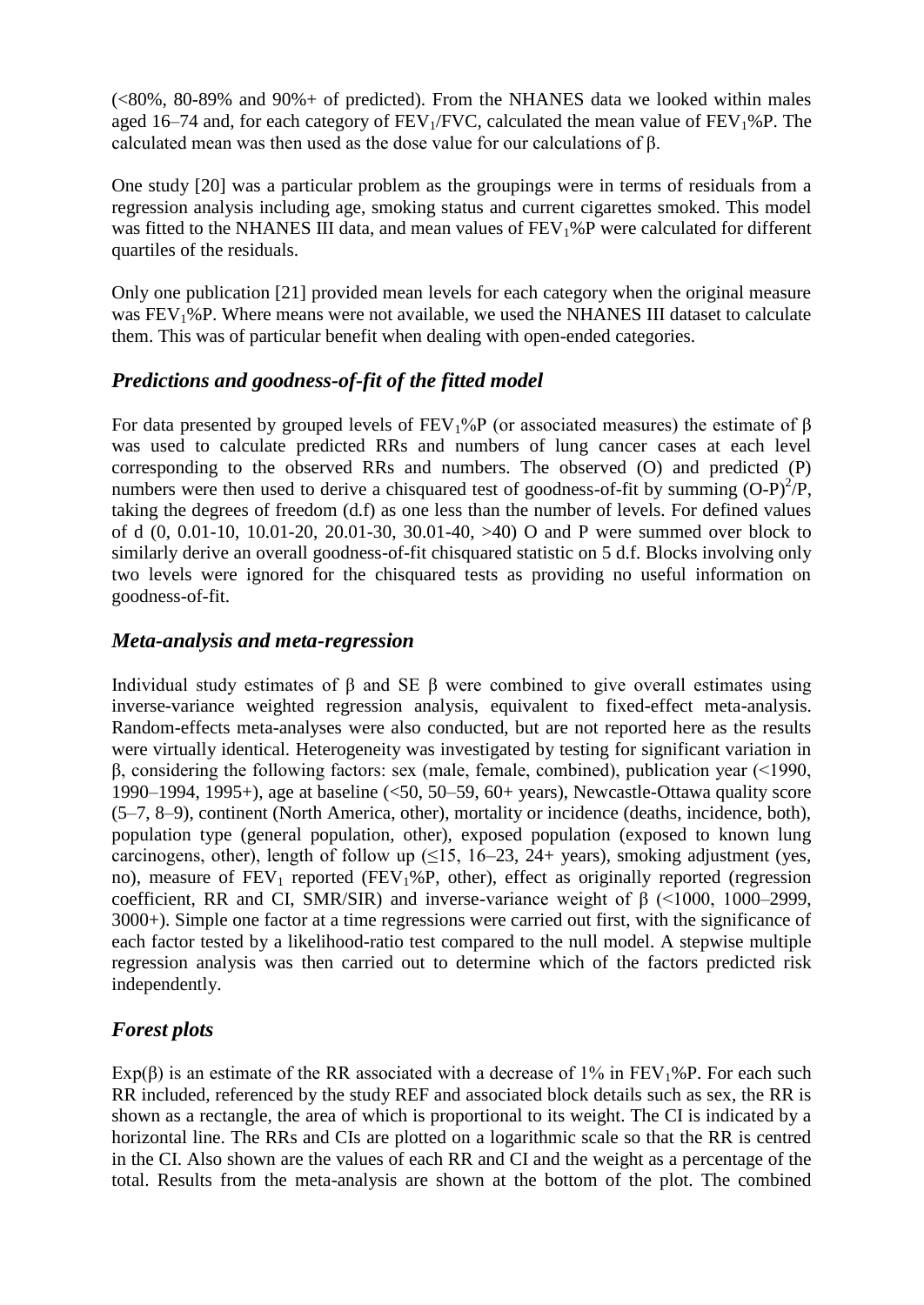(<80%, 80-89% and 90%+ of predicted). From the NHANES data we looked within males aged 16–74 and, for each category of $FEV_1/FVC$, calculated the mean value of $FEV_1\%P$. The calculated mean was then used as the dose value for our calculations of $\beta$.

One study [20] was a particular problem as the groupings were in terms of residuals from a regression analysis including age, smoking status and current cigarettes smoked. This model was fitted to the NHANES III data, and mean values of $FEV_1\%P$ were calculated for different quartiles of the residuals.

Only one publication [21] provided mean levels for each category when the original measure was $FEV_1\%P$. Where means were not available, we used the NHANES III dataset to calculate them. This was of particular benefit when dealing with open-ended categories.

## *Predictions and goodness-of-fit of the fitted model*

For data presented by grouped levels of $FEV_1\%P$ (or associated measures) the estimate of $\beta$ was used to calculate predicted RRs and numbers of lung cancer cases at each level corresponding to the observed RRs and numbers. The observed (O) and predicted (P) numbers were then used to derive a chisquared test of goodness-of-fit by summing $(O-P)^2/P$, taking the degrees of freedom (d.f) as one less than the number of levels. For defined values of d (0, 0.01-10, 10.01-20, 20.01-30, 30.01-40, >40) O and P were summed over block to similarly derive an overall goodness-of-fit chisquared statistic on 5 d.f. Blocks involving only two levels were ignored for the chisquared tests as providing no useful information on goodness-of-fit.

## *Meta-analysis and meta-regression*

Individual study estimates of $\beta$ and SE $\beta$ were combined to give overall estimates using inverse-variance weighted regression analysis, equivalent to fixed-effect meta-analysis. Random-effects meta-analyses were also conducted, but are not reported here as the results were virtually identical. Heterogeneity was investigated by testing for significant variation in $\beta$, considering the following factors: sex (male, female, combined), publication year (<1990, 1990–1994, 1995+), age at baseline (<50, 50–59, 60+ years), Newcastle-Ottawa quality score (5–7, 8–9), continent (North America, other), mortality or incidence (deaths, incidence, both), population type (general population, other), exposed population (exposed to known lung carcinogens, other), length of follow up (≤15, 16–23, 24+ years), smoking adjustment (yes, no), measure of $FEV_1$ reported ($FEV_1\%P$, other), effect as originally reported (regression coefficient, RR and CI, SMR/SIR) and inverse-variance weight of $\beta$ (<1000, 1000–2999, 3000+). Simple one factor at a time regressions were carried out first, with the significance of each factor tested by a likelihood-ratio test compared to the null model. A stepwise multiple regression analysis was then carried out to determine which of the factors predicted risk independently.

## *Forest plots*

$\text{Exp}(\beta)$ is an estimate of the RR associated with a decrease of 1% in $FEV_1\%P$. For each such RR included, referenced by the study REF and associated block details such as sex, the RR is shown as a rectangle, the area of which is proportional to its weight. The CI is indicated by a horizontal line. The RRs and CIs are plotted on a logarithmic scale so that the RR is centred in the CI. Also shown are the values of each RR and CI and the weight as a percentage of the total. Results from the meta-analysis are shown at the bottom of the plot. The combined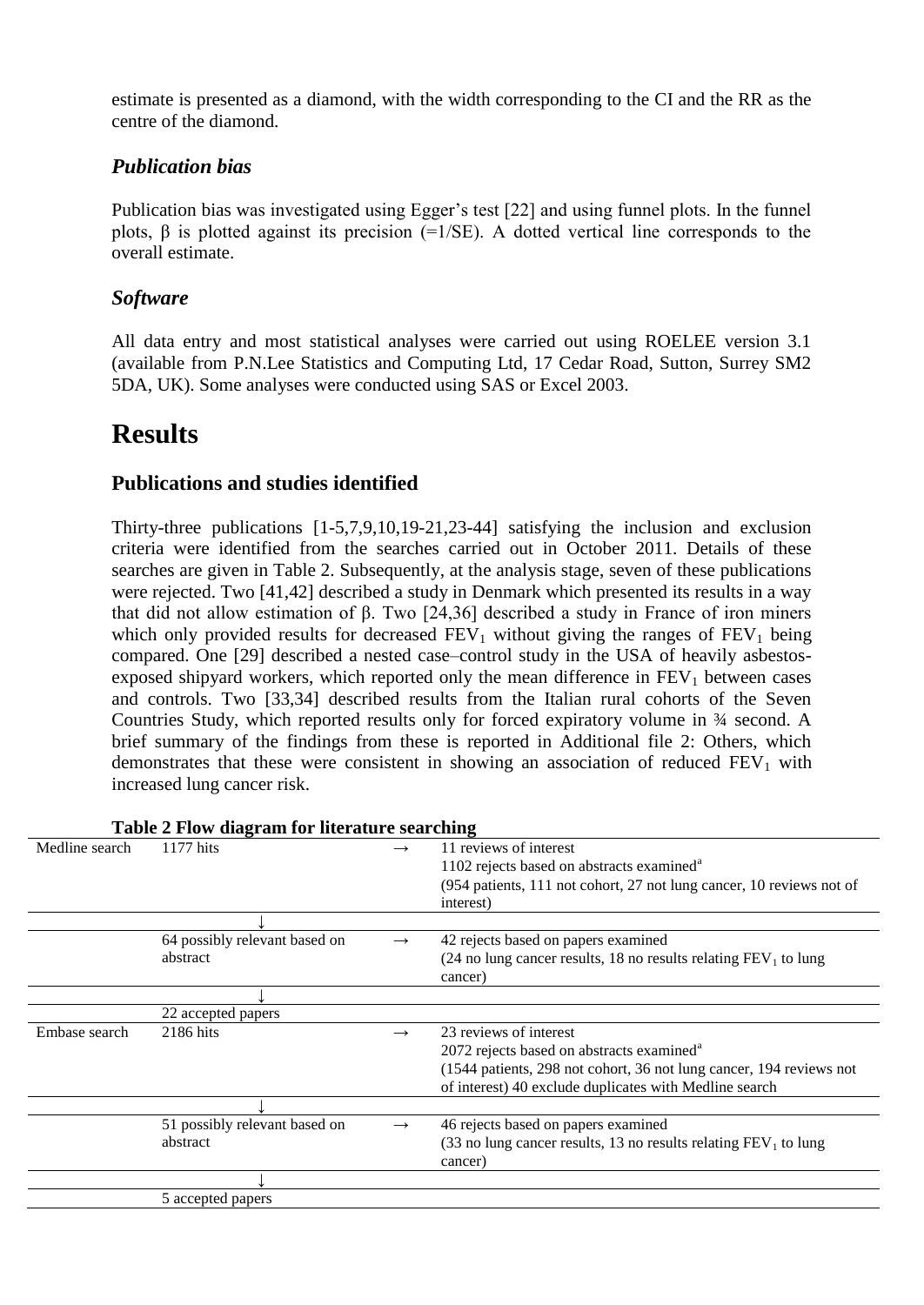estimate is presented as a diamond, with the width corresponding to the CI and the RR as the centre of the diamond.

### *Publication bias*

Publication bias was investigated using Egger's test [22] and using funnel plots. In the funnel plots, β is plotted against its precision (=1/SE). A dotted vertical line corresponds to the overall estimate.

### *Software*

All data entry and most statistical analyses were carried out using ROELEE version 3.1 (available from P.N.Lee Statistics and Computing Ltd, 17 Cedar Road, Sutton, Surrey SM2 5DA, UK). Some analyses were conducted using SAS or Excel 2003.

# Results

## Publications and studies identified

Thirty-three publications [1-5,7,9,10,19-21,23-44] satisfying the inclusion and exclusion criteria were identified from the searches carried out in October 2011. Details of these searches are given in Table 2. Subsequently, at the analysis stage, seven of these publications were rejected. Two [41,42] described a study in Denmark which presented its results in a way that did not allow estimation of β. Two [24,36] described a study in France of iron miners which only provided results for decreased $FEV_1$ without giving the ranges of $FEV_1$ being compared. One [29] described a nested case–control study in the USA of heavily asbestos-exposed shipyard workers, which reported only the mean difference in $FEV_1$ between cases and controls. Two [33,34] described results from the Italian rural cohorts of the Seven Countries Study, which reported results only for forced expiratory volume in ¾ second. A brief summary of the findings from these is reported in Additional file 2: Others, which demonstrates that these were consistent in showing an association of reduced $FEV_1$ with increased lung cancer risk.

**Table 2 Flow diagram for literature searching**

| | | | |
|---|---|---|---|
| Medline search | 1177 hits | → | 11 reviews of interest<br>1102 rejects based on abstracts examined[a]<br>(954 patients, 111 not cohort, 27 not lung cancer, 10 reviews not of interest) |
| | ↓ | | |
| | 64 possibly relevant based on abstract | → | 42 rejects based on papers examined<br>(24 no lung cancer results, 18 no results relating $FEV_1$ to lung cancer) |
| | ↓ | | |
| | 22 accepted papers | | |
| Embase search | 2186 hits | → | 23 reviews of interest<br>2072 rejects based on abstracts examined[a]<br>(1544 patients, 298 not cohort, 36 not lung cancer, 194 reviews not of interest) 40 exclude duplicates with Medline search |
| | ↓ | | |
| | 51 possibly relevant based on abstract | → | 46 rejects based on papers examined<br>(33 no lung cancer results, 13 no results relating $FEV_1$ to lung cancer) |
| | ↓ | | |
| | 5 accepted papers | | |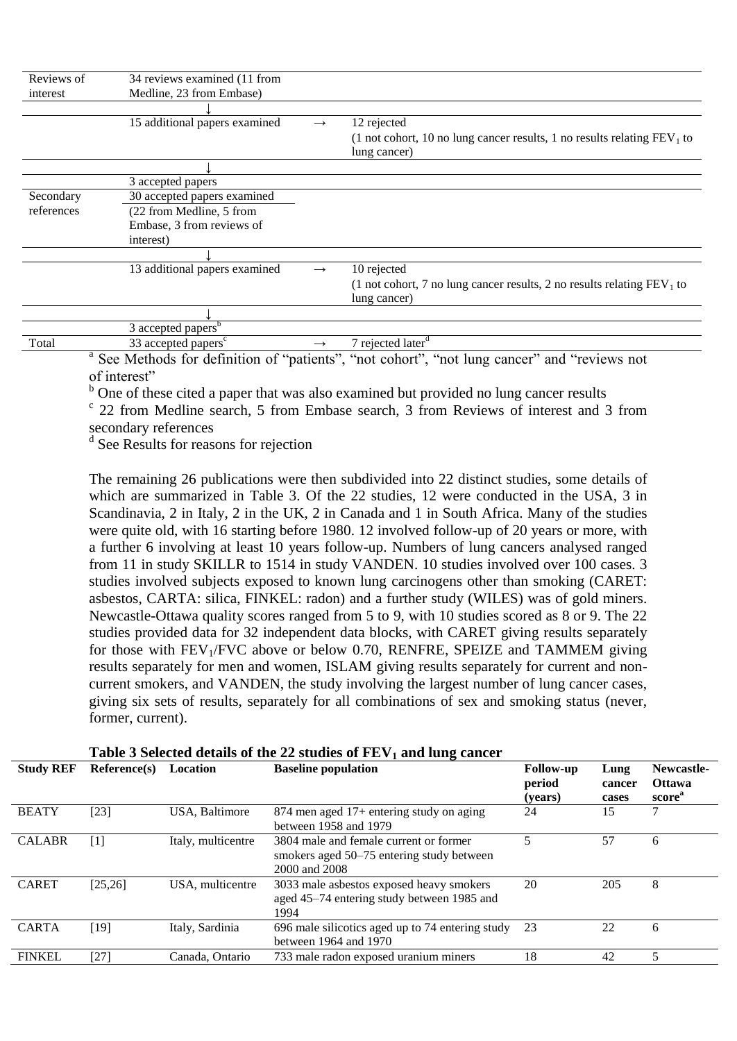| | | | |
|---|---|---|---|
| Reviews of interest | 34 reviews examined (11 from Medline, 23 from Embase) | | |
| | ↓ | | |
| | 15 additional papers examined | → | 12 rejected (1 not cohort, 10 no lung cancer results, 1 no results relating $FEV_1$ to lung cancer) |
| | ↓ | | |
| | 3 accepted papers | | |
| Secondary references | 30 accepted papers examined (22 from Medline, 5 from Embase, 3 from reviews of interest) | | |
| | ↓ | | |
| | 13 additional papers examined | → | 10 rejected (1 not cohort, 7 no lung cancer results, 2 no results relating $FEV_1$ to lung cancer) |
| | ↓ | | |
| | 3 accepted papers[b] | | |
| Total | 33 accepted papers[c] | → | 7 rejected later[d] |

[a] See Methods for definition of "patients", "not cohort", "not lung cancer" and "reviews not of interest"

[b] One of these cited a paper that was also examined but provided no lung cancer results

[c] 22 from Medline search, 5 from Embase search, 3 from Reviews of interest and 3 from secondary references

[d] See Results for reasons for rejection

The remaining 26 publications were then subdivided into 22 distinct studies, some details of which are summarized in Table 3. Of the 22 studies, 12 were conducted in the USA, 3 in Scandinavia, 2 in Italy, 2 in the UK, 2 in Canada and 1 in South Africa. Many of the studies were quite old, with 16 starting before 1980. 12 involved follow-up of 20 years or more, with a further 6 involving at least 10 years follow-up. Numbers of lung cancers analysed ranged from 11 in study SKILLR to 1514 in study VANDEN. 10 studies involved over 100 cases. 3 studies involved subjects exposed to known lung carcinogens other than smoking (CARET: asbestos, CARTA: silica, FINKEL: radon) and a further study (WILES) was of gold miners. Newcastle-Ottawa quality scores ranged from 5 to 9, with 10 studies scored as 8 or 9. The 22 studies provided data for 32 independent data blocks, with CARET giving results separately for those with $FEV_1$/FVC above or below 0.70, RENFRE, SPEIZE and TAMMEM giving results separately for men and women, ISLAM giving results separately for current and non-current smokers, and VANDEN, the study involving the largest number of lung cancer cases, giving six sets of results, separately for all combinations of sex and smoking status (never, former, current).

**Table 3 Selected details of the 22 studies of $FEV_1$ and lung cancer**

| Study REF | Reference(s) | Location | Baseline population | Follow-up period (years) | Lung cancer cases | Newcastle-Ottawa score[a] |
|---|---|---|---|---|---|---|
| BEATY | [23] | USA, Baltimore | 874 men aged 17+ entering study on aging between 1958 and 1979 | 24 | 15 | 7 |
| CALABR | [1] | Italy, multicentre | 3804 male and female current or former smokers aged 50–75 entering study between 2000 and 2008 | 5 | 57 | 6 |
| CARET | [25,26] | USA, multicentre | 3033 male asbestos exposed heavy smokers aged 45–74 entering study between 1985 and 1994 | 20 | 205 | 8 |
| CARTA | [19] | Italy, Sardinia | 696 male silicotics aged up to 74 entering study between 1964 and 1970 | 23 | 22 | 6 |
| FINKEL | [27] | Canada, Ontario | 733 male radon exposed uranium miners | 18 | 42 | 5 |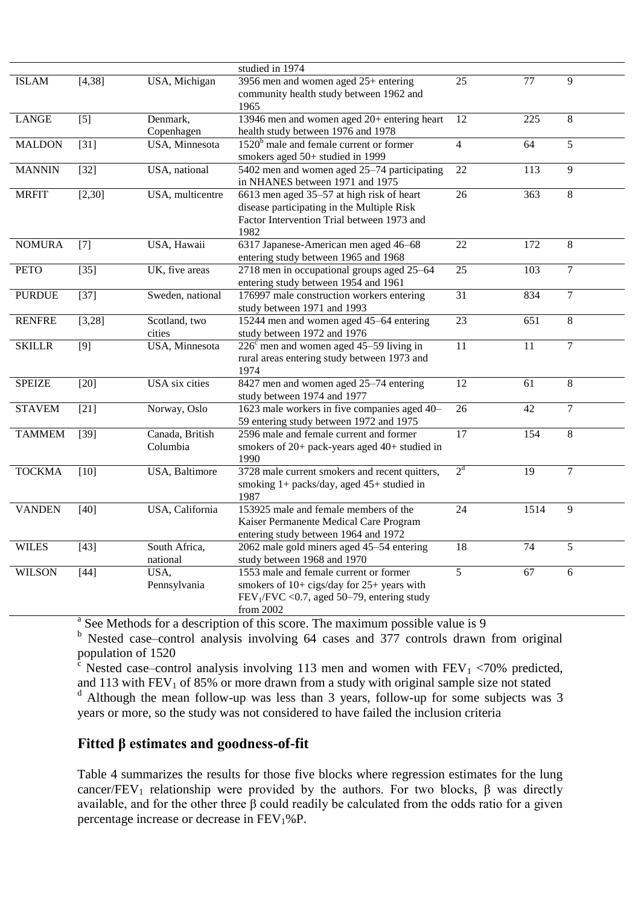|  |  |  | studied in 1974 |  |  |  |
|---|---|---|---|---|---|---|
| ISLAM | [4,38] | USA, Michigan | 3956 men and women aged 25+ entering community health study between 1962 and 1965 | 25 | 77 | 9 |
| LANGE | [5] | Denmark, Copenhagen | 13946 men and women aged 20+ entering heart health study between 1976 and 1978 | 12 | 225 | 8 |
| MALDON | [31] | USA, Minnesota | 1520[b] male and female current or former smokers aged 50+ studied in 1999 | 4 | 64 | 5 |
| MANNIN | [32] | USA, national | 5402 men and women aged 25–74 participating in NHANES between 1971 and 1975 | 22 | 113 | 9 |
| MRFIT | [2,30] | USA, multicentre | 6613 men aged 35–57 at high risk of heart disease participating in the Multiple Risk Factor Intervention Trial between 1973 and 1982 | 26 | 363 | 8 |
| NOMURA | [7] | USA, Hawaii | 6317 Japanese-American men aged 46–68 entering study between 1965 and 1968 | 22 | 172 | 8 |
| PETO | [35] | UK, five areas | 2718 men in occupational groups aged 25–64 entering study between 1954 and 1961 | 25 | 103 | 7 |
| PURDUE | [37] | Sweden, national | 176997 male construction workers entering study between 1971 and 1993 | 31 | 834 | 7 |
| RENFRE | [3,28] | Scotland, two cities | 15244 men and women aged 45–64 entering study between 1972 and 1976 | 23 | 651 | 8 |
| SKILLR | [9] | USA, Minnesota | 226[c] men and women aged 45–59 living in rural areas entering study between 1973 and 1974 | 11 | 11 | 7 |
| SPEIZE | [20] | USA six cities | 8427 men and women aged 25–74 entering study between 1974 and 1977 | 12 | 61 | 8 |
| STAVEM | [21] | Norway, Oslo | 1623 male workers in five companies aged 40–59 entering study between 1972 and 1975 | 26 | 42 | 7 |
| TAMMEM | [39] | Canada, British Columbia | 2596 male and female current and former smokers of 20+ pack-years aged 40+ studied in 1990 | 17 | 154 | 8 |
| TOCKMA | [10] | USA, Baltimore | 3728 male current smokers and recent quitters, smoking 1+ packs/day, aged 45+ studied in 1987 | 2[d] | 19 | 7 |
| VANDEN | [40] | USA, California | 153925 male and female members of the Kaiser Permanente Medical Care Program entering study between 1964 and 1972 | 24 | 1514 | 9 |
| WILES | [43] | South Africa, national | 2062 male gold miners aged 45–54 entering study between 1968 and 1970 | 18 | 74 | 5 |
| WILSON | [44] | USA, Pennsylvania | 1553 male and female current or former smokers of 10+ cigs/day for 25+ years with $FEV_1/FVC$ <0.7, aged 50–79, entering study from 2002 | 5 | 67 | 6 |

[a] See Methods for a description of this score. The maximum possible value is 9

[b] Nested case–control analysis involving 64 cases and 377 controls drawn from original population of 1520

[c] Nested case–control analysis involving 113 men and women with $FEV_1$ <70% predicted, and 113 with $FEV_1$ of 85% or more drawn from a study with original sample size not stated

[d] Although the mean follow-up was less than 3 years, follow-up for some subjects was 3 years or more, so the study was not considered to have failed the inclusion criteria

## Fitted β estimates and goodness-of-fit

Table 4 summarizes the results for those five blocks where regression estimates for the lung cancer/$FEV_1$ relationship were provided by the authors. For two blocks, β was directly available, and for the other three β could readily be calculated from the odds ratio for a given percentage increase or decrease in $FEV_1$%P.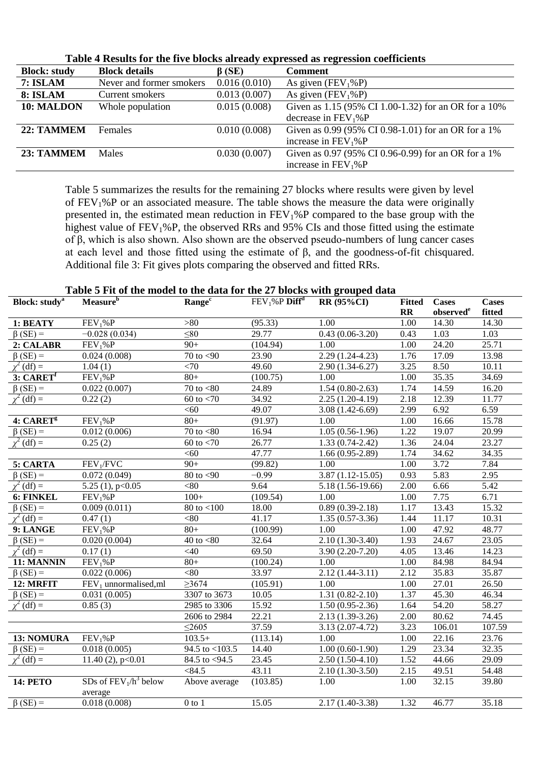**Table 4 Results for the five blocks already expressed as regression coefficients**

| Block: study | Block details | β (SE) | Comment |
|---|---|---|---|
| **7: ISLAM** | Never and former smokers | 0.016 (0.010) | As given ($FEV_1$%P) |
| **8: ISLAM** | Current smokers | 0.013 (0.007) | As given ($FEV_1$%P) |
| **10: MALDON** | Whole population | 0.015 (0.008) | Given as 1.15 (95% CI 1.00-1.32) for an OR for a 10% decrease in $FEV_1$%P |
| **22: TAMMEM** | Females | 0.010 (0.008) | Given as 0.99 (95% CI 0.98-1.01) for an OR for a 1% increase in $FEV_1$%P |
| **23: TAMMEM** | Males | 0.030 (0.007) | Given as 0.97 (95% CI 0.96-0.99) for an OR for a 1% increase in $FEV_1$%P |

Table 5 summarizes the results for the remaining 27 blocks where results were given by level of $FEV_1$%P or an associated measure. The table shows the measure the data were originally presented in, the estimated mean reduction in $FEV_1$%P compared to the base group with the highest value of $FEV_1$%P, the observed RRs and 95% CIs and those fitted using the estimate of β, which is also shown. Also shown are the observed pseudo-numbers of lung cancer cases at each level and those fitted using the estimate of β, and the goodness-of-fit chisquared. Additional file 3: Fit gives plots comparing the observed and fitted RRs.

**Table 5 Fit of the model to the data for the 27 blocks with grouped data**

| Block: study[a] | Measure[b] | Range[c] | $FEV_1$%P Diff[d] | RR (95%CI) | Fitted RR | Cases observed[e] | Cases fitted |
|---|---|---|---|---|---|---|---|
| **1: BEATY** | $FEV_1$%P | >80 | (95.33) | 1.00 | 1.00 | 14.30 | 14.30 |
| β (SE) = | −0.028 (0.034) | ≤80 | 29.77 | 0.43 (0.06-3.20) | 0.43 | 1.03 | 1.03 |
| **2: CALABR** | $FEV_1$%P | 90+ | (104.94) | 1.00 | 1.00 | 24.20 | 25.71 |
| β (SE) = | 0.024 (0.008) | 70 to <90 | 23.90 | 2.29 (1.24-4.23) | 1.76 | 17.09 | 13.98 |
| $\chi^2$ (df) = | 1.04 (1) | <70 | 49.60 | 2.90 (1.34-6.27) | 3.25 | 8.50 | 10.11 |
| **3: CARET[f]** | $FEV_1$%P | 80+ | (100.75) | 1.00 | 1.00 | 35.35 | 34.69 |
| β (SE) = | 0.022 (0.007) | 70 to <80 | 24.89 | 1.54 (0.80-2.63) | 1.74 | 14.59 | 16.20 |
| $\chi^2$ (df) = | 0.22 (2) | 60 to <70 | 34.92 | 2.25 (1.20-4.19) | 2.18 | 12.39 | 11.77 |
| | | <60 | 49.07 | 3.08 (1.42-6.69) | 2.99 | 6.92 | 6.59 |
| **4: CARET[g]** | $FEV_1$%P | 80+ | (91.97) | 1.00 | 1.00 | 16.66 | 15.78 |
| β (SE) = | 0.012 (0.006) | 70 to <80 | 16.94 | 1.05 (0.56-1.96) | 1.22 | 19.07 | 20.99 |
| $\chi^2$ (df) = | 0.25 (2) | 60 to <70 | 26.77 | 1.33 (0.74-2.42) | 1.36 | 24.04 | 23.27 |
| | | <60 | 47.77 | 1.66 (0.95-2.89) | 1.74 | 34.62 | 34.35 |
| **5: CARTA** | $FEV_1$/FVC | 90+ | (99.82) | 1.00 | 1.00 | 3.72 | 7.84 |
| β (SE) = | 0.072 (0.049) | 80 to <90 | −0.99 | 3.87 (1.12-15.05) | 0.93 | 5.83 | 2.95 |
| $\chi^2$ (df) = | 5.25 (1), p<0.05 | <80 | 9.64 | 5.18 (1.56-19.66) | 2.00 | 6.66 | 5.42 |
| **6: FINKEL** | $FEV_1$%P | 100+ | (109.54) | 1.00 | 1.00 | 7.75 | 6.71 |
| β (SE) = | 0.009 (0.011) | 80 to <100 | 18.00 | 0.89 (0.39-2.18) | 1.17 | 13.43 | 15.32 |
| $\chi^2$ (df) = | 0.47 (1) | <80 | 41.17 | 1.35 (0.57-3.36) | 1.44 | 11.17 | 10.31 |
| **9: LANGE** | $FEV_1$%P | 80+ | (100.99) | 1.00 | 1.00 | 47.92 | 48.77 |
| β (SE) = | 0.020 (0.004) | 40 to <80 | 32.64 | 2.10 (1.30-3.40) | 1.93 | 24.67 | 23.05 |
| $\chi^2$ (df) = | 0.17 (1) | <40 | 69.50 | 3.90 (2.20-7.20) | 4.05 | 13.46 | 14.23 |
| **11: MANNIN** | $FEV_1$%P | 80+ | (100.24) | 1.00 | 1.00 | 84.98 | 84.94 |
| β (SE) = | 0.022 (0.006) | <80 | 33.97 | 2.12 (1.44-3.11) | 2.12 | 35.83 | 35.87 |
| **12: MRFIT** | $FEV_1$ unnormalised,ml | ≥3674 | (105.91) | 1.00 | 1.00 | 27.01 | 26.50 |
| β (SE) = | 0.031 (0.005) | 3307 to 3673 | 10.05 | 1.31 (0.82-2.10) | 1.37 | 45.30 | 46.34 |
| $\chi^2$ (df) = | 0.85 (3) | 2985 to 3306 | 15.92 | 1.50 (0.95-2.36) | 1.64 | 54.20 | 58.27 |
| | | 2606 to 2984 | 22.21 | 2.13 (1.39-3.26) | 2.00 | 80.62 | 74.45 |
| | | ≤2605 | 37.59 | 3.13 (2.07-4.72) | 3.23 | 106.01 | 107.59 |
| **13: NOMURA** | $FEV_1$%P | 103.5+ | (113.14) | 1.00 | 1.00 | 22.16 | 23.76 |
| β (SE) = | 0.018 (0.005) | 94.5 to <103.5 | 14.40 | 1.00 (0.60-1.90) | 1.29 | 23.34 | 32.35 |
| $\chi^2$ (df) = | 11.40 (2), p<0.01 | 84.5 to <94.5 | 23.45 | 2.50 (1.50-4.10) | 1.52 | 44.66 | 29.09 |
| | | <84.5 | 43.11 | 2.10 (1.30-3.50) | 2.15 | 49.51 | 54.48 |
| **14: PETO** | SDs of $FEV_1/h^3$ below average | Above average | (103.85) | 1.00 | 1.00 | 32.15 | 39.80 |
| β (SE) = | 0.018 (0.008) | 0 to 1 | 15.05 | 2.17 (1.40-3.38) | 1.32 | 46.77 | 35.18 |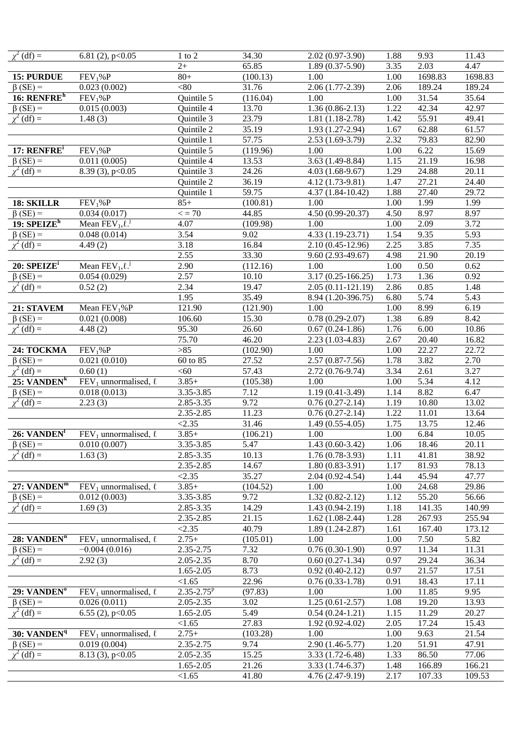| | | | | | | | |
|---|---|---|---|---|---|---|---|
| $\chi^2$ (df) = | 6.81 (2), $p<0.05$ | 1 to 2 | 34.30 | 2.02 (0.97-3.90) | 1.88 | 9.93 | 11.43 |
| | | 2+ | 65.85 | 1.89 (0.37-5.90) | 3.35 | 2.03 | 4.47 |
| **15: PURDUE** | $FEV_1$%P | 80+ | (100.13) | 1.00 | 1.00 | 1698.83 | 1698.83 |
| β (SE) = | 0.023 (0.002) | <80 | 31.76 | 2.06 (1.77-2.39) | 2.06 | 189.24 | 189.24 |
| **16: RENFRE**[h] | $FEV_1$%P | Quintile 5 | (116.04) | 1.00 | 1.00 | 31.54 | 35.64 |
| β (SE) = | 0.015 (0.003) | Quintile 4 | 13.70 | 1.36 (0.86-2.13) | 1.22 | 42.34 | 42.97 |
| $\chi^2$ (df) = | 1.48 (3) | Quintile 3 | 23.79 | 1.81 (1.18-2.78) | 1.42 | 55.91 | 49.41 |
| | | Quintile 2 | 35.19 | 1.93 (1.27-2.94) | 1.67 | 62.88 | 61.57 |
| | | Quintile 1 | 57.75 | 2.53 (1.69-3.79) | 2.32 | 79.83 | 82.90 |
| **17: RENFRE**[i] | $FEV_1$%P | Quintile 5 | (119.96) | 1.00 | 1.00 | 6.22 | 15.69 |
| β (SE) = | 0.011 (0.005) | Quintile 4 | 13.53 | 3.63 (1.49-8.84) | 1.15 | 21.19 | 16.98 |
| $\chi^2$ (df) = | 8.39 (3), $p<0.05$ | Quintile 3 | 24.26 | 4.03 (1.68-9.67) | 1.29 | 24.88 | 20.11 |
| | | Quintile 2 | 36.19 | 4.12 (1.73-9.81) | 1.47 | 27.21 | 24.40 |
| | | Quintile 1 | 59.75 | 4.37 (1.84-10.42) | 1.88 | 27.40 | 29.72 |
| **18: SKILLR** | $FEV_1$%P | 85+ | (100.81) | 1.00 | 1.00 | 1.99 | 1.99 |
| β (SE) = | 0.034 (0.017) | < = 70 | 44.85 | 4.50 (0.99-20.37) | 4.50 | 8.97 | 8.97 |
| **19: SPEIZE**[h] | Mean $FEV_1$, ℓ.[j] | 4.07 | (109.98) | 1.00 | 1.00 | 2.09 | 3.72 |
| β (SE) = | 0.048 (0.014) | 3.54 | 9.02 | 4.33 (1.19-23.71) | 1.54 | 9.35 | 5.93 |
| $\chi^2$ (df) = | 4.49 (2) | 3.18 | 16.84 | 2.10 (0.45-12.96) | 2.25 | 3.85 | 7.35 |
| | | 2.55 | 33.30 | 9.60 (2.93-49.67) | 4.98 | 21.90 | 20.19 |
| **20: SPEIZE**[i] | Mean $FEV_1$, ℓ.[j] | 2.90 | (112.16) | 1.00 | 1.00 | 0.50 | 0.62 |
| β (SE) = | 0.054 (0.029) | 2.57 | 10.10 | 3.17 (0.25-166.25) | 1.73 | 1.36 | 0.92 |
| $\chi^2$ (df) = | 0.52 (2) | 2.34 | 19.47 | 2.05 (0.11-121.19) | 2.86 | 0.85 | 1.48 |
| | | 1.95 | 35.49 | 8.94 (1.20-396.75) | 6.80 | 5.74 | 5.43 |
| **21: STAVEM** | Mean $FEV_1$%P | 121.90 | (121.90) | 1.00 | 1.00 | 8.99 | 6.19 |
| β (SE) = | 0.021 (0.008) | 106.60 | 15.30 | 0.78 (0.29-2.07) | 1.38 | 6.89 | 8.42 |
| $\chi^2$ (df) = | 4.48 (2) | 95.30 | 26.60 | 0.67 (0.24-1.86) | 1.76 | 6.00 | 10.86 |
| | | 75.70 | 46.20 | 2.23 (1.03-4.83) | 2.67 | 20.40 | 16.82 |
| **24: TOCKMA** | $FEV_1$%P | >85 | (102.90) | 1.00 | 1.00 | 22.27 | 22.72 |
| β (SE) = | 0.021 (0.010) | 60 to 85 | 27.52 | 2.57 (0.87-7.56) | 1.78 | 3.82 | 2.70 |
| $\chi^2$ (df) = | 0.60 (1) | <60 | 57.43 | 2.72 (0.76-9.74) | 3.34 | 2.61 | 3.27 |
| **25: VANDEN**[k] | $FEV_1$ unnormalised, ℓ | 3.85+ | (105.38) | 1.00 | 1.00 | 5.34 | 4.12 |
| β (SE) = | 0.018 (0.013) | 3.35-3.85 | 7.12 | 1.19 (0.41-3.49) | 1.14 | 8.82 | 6.47 |
| $\chi^2$ (df) = | 2.23 (3) | 2.85-3.35 | 9.72 | 0.76 (0.27-2.14) | 1.19 | 10.80 | 13.02 |
| | | 2.35-2.85 | 11.23 | 0.76 (0.27-2.14) | 1.22 | 11.01 | 13.64 |
| | | <2.35 | 31.46 | 1.49 (0.55-4.05) | 1.75 | 13.75 | 12.46 |
| **26: VANDEN**[l] | $FEV_1$ unnormalised, ℓ | 3.85+ | (106.21) | 1.00 | 1.00 | 6.84 | 10.05 |
| β (SE) = | 0.010 (0.007) | 3.35-3.85 | 5.47 | 1.43 (0.60-3.42) | 1.06 | 18.46 | 20.11 |
| $\chi^2$ (df) = | 1.63 (3) | 2.85-3.35 | 10.13 | 1.76 (0.78-3.93) | 1.11 | 41.81 | 38.92 |
| | | 2.35-2.85 | 14.67 | 1.80 (0.83-3.91) | 1.17 | 81.93 | 78.13 |
| | | <2.35 | 35.27 | 2.04 (0.92-4.54) | 1.44 | 45.94 | 47.77 |
| **27: VANDEN**[m] | $FEV_1$ unnormalised, ℓ | 3.85+ | (104.52) | 1.00 | 1.00 | 24.68 | 29.86 |
| β (SE) = | 0.012 (0.003) | 3.35-3.85 | 9.72 | 1.32 (0.82-2.12) | 1.12 | 55.20 | 56.66 |
| $\chi^2$ (df) = | 1.69 (3) | 2.85-3.35 | 14.29 | 1.43 (0.94-2.19) | 1.18 | 141.35 | 140.99 |
| | | 2.35-2.85 | 21.15 | 1.62 (1.08-2.44) | 1.28 | 267.93 | 255.94 |
| | | <2.35 | 40.79 | 1.89 (1.24-2.87) | 1.61 | 167.40 | 173.12 |
| **28: VANDEN**[n] | $FEV_1$ unnormalised, ℓ | 2.75+ | (105.01) | 1.00 | 1.00 | 7.50 | 5.82 |
| β (SE) = | −0.004 (0.016) | 2.35-2.75 | 7.32 | 0.76 (0.30-1.90) | 0.97 | 11.34 | 11.31 |
| $\chi^2$ (df) = | 2.92 (3) | 2.05-2.35 | 8.70 | 0.60 (0.27-1.34) | 0.97 | 29.24 | 36.34 |
| | | 1.65-2.05 | 8.73 | 0.92 (0.40-2.12) | 0.97 | 21.57 | 17.51 |
| | | <1.65 | 22.96 | 0.76 (0.33-1.78) | 0.91 | 18.43 | 17.11 |
| **29: VANDEN**[o] | $FEV_1$ unnormalised, ℓ | 2.35-2.75[p] | (97.83) | 1.00 | 1.00 | 11.85 | 9.95 |
| β (SE) = | 0.026 (0.011) | 2.05-2.35 | 3.02 | 1.25 (0.61-2.57) | 1.08 | 19.20 | 13.93 |
| $\chi^2$ (df) = | 6.55 (2), $p<0.05$ | 1.65-2.05 | 5.49 | 0.54 (0.24-1.21) | 1.15 | 11.29 | 20.27 |
| | | <1.65 | 27.83 | 1.92 (0.92-4.02) | 2.05 | 17.24 | 15.43 |
| **30: VANDEN**[q] | $FEV_1$ unnormalised, ℓ | 2.75+ | (103.28) | 1.00 | 1.00 | 9.63 | 21.54 |
| β (SE) = | 0.019 (0.004) | 2.35-2.75 | 9.74 | 2.90 (1.46-5.77) | 1.20 | 51.91 | 47.91 |
| $\chi^2$ (df) = | 8.13 (3), $p<0.05$ | 2.05-2.35 | 15.25 | 3.33 (1.72-6.48) | 1.33 | 86.50 | 77.06 |
| | | 1.65-2.05 | 21.26 | 3.33 (1.74-6.37) | 1.48 | 166.89 | 166.21 |
| | | <1.65 | 41.80 | 4.76 (2.47-9.19) | 2.17 | 107.33 | 109.53 |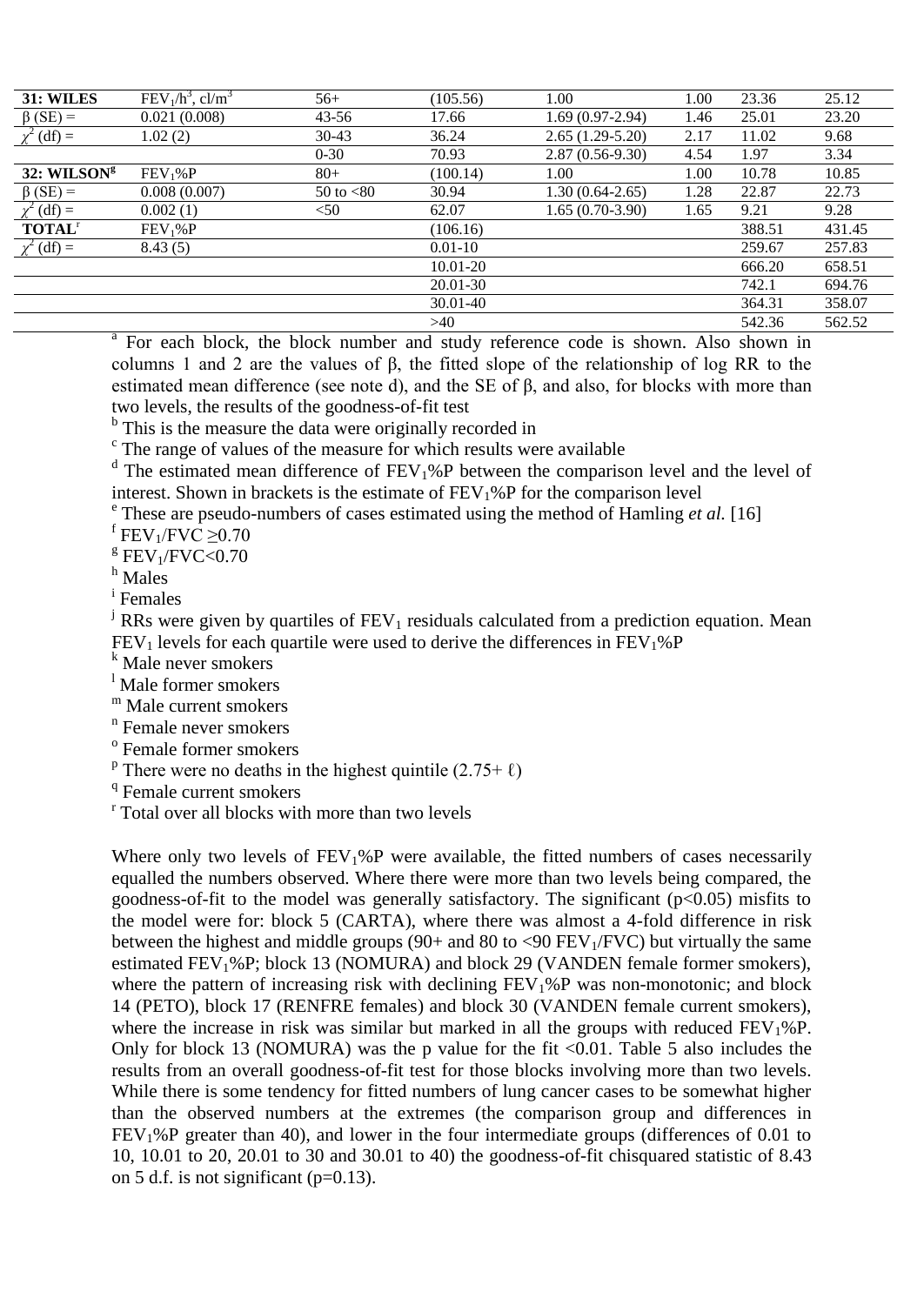| | | | | | | | |
|---|---|---|---|---|---|---|---|
| **31: WILES** | $FEV_1/h^3$, $cl/m^3$ | 56+ | (105.56) | 1.00 | 1.00 | 23.36 | 25.12 |
| β (SE) = | 0.021 (0.008) | 43-56 | 17.66 | 1.69 (0.97-2.94) | 1.46 | 25.01 | 23.20 |
| $\chi^2$ (df) = | 1.02 (2) | 30-43 | 36.24 | 2.65 (1.29-5.20) | 2.17 | 11.02 | 9.68 |
| | | 0-30 | 70.93 | 2.87 (0.56-9.30) | 4.54 | 1.97 | 3.34 |
| **32: WILSON**[g] | $FEV_1$%P | 80+ | (100.14) | 1.00 | 1.00 | 10.78 | 10.85 |
| β (SE) = | 0.008 (0.007) | 50 to <80 | 30.94 | 1.30 (0.64-2.65) | 1.28 | 22.87 | 22.73 |
| $\chi^2$ (df) = | 0.002 (1) | <50 | 62.07 | 1.65 (0.70-3.90) | 1.65 | 9.21 | 9.28 |
| **TOTAL**[r] | $FEV_1$%P | | (106.16) | | | 388.51 | 431.45 |
| $\chi^2$ (df) = | 8.43 (5) | | 0.01-10 | | | 259.67 | 257.83 |
| | | | 10.01-20 | | | 666.20 | 658.51 |
| | | | 20.01-30 | | | 742.1 | 694.76 |
| | | | 30.01-40 | | | 364.31 | 358.07 |
| | | | >40 | | | 542.36 | 562.52 |

[a] For each block, the block number and study reference code is shown. Also shown in columns 1 and 2 are the values of β, the fitted slope of the relationship of log RR to the estimated mean difference (see note d), and the SE of β, and also, for blocks with more than two levels, the results of the goodness-of-fit test

[b] This is the measure the data were originally recorded in

[c] The range of values of the measure for which results were available

[d] The estimated mean difference of $FEV_1$%P between the comparison level and the level of interest. Shown in brackets is the estimate of $FEV_1$%P for the comparison level

[e] These are pseudo-numbers of cases estimated using the method of Hamling *et al.* [16]

[f] $FEV_1/FVC \geq 0.70$

[g] $FEV_1/FVC < 0.70$

[h] Males

[i] Females

[j] RRs were given by quartiles of $FEV_1$ residuals calculated from a prediction equation. Mean $FEV_1$ levels for each quartile were used to derive the differences in $FEV_1$%P

[k] Male never smokers

[l] Male former smokers

[m] Male current smokers

[n] Female never smokers

[o] Female former smokers

[p] There were no deaths in the highest quintile (2.75+ ℓ)

[q] Female current smokers

[r] Total over all blocks with more than two levels

Where only two levels of $FEV_1$%P were available, the fitted numbers of cases necessarily equalled the numbers observed. Where there were more than two levels being compared, the goodness-of-fit to the model was generally satisfactory. The significant ($p<0.05$) misfits to the model were for: block 5 (CARTA), where there was almost a 4-fold difference in risk between the highest and middle groups (90+ and 80 to <90 $FEV_1/FVC$) but virtually the same estimated $FEV_1$%P; block 13 (NOMURA) and block 29 (VANDEN female former smokers), where the pattern of increasing risk with declining $FEV_1$%P was non-monotonic; and block 14 (PETO), block 17 (RENFRE females) and block 30 (VANDEN female current smokers), where the increase in risk was similar but marked in all the groups with reduced $FEV_1$%P. Only for block 13 (NOMURA) was the p value for the fit <0.01. Table 5 also includes the results from an overall goodness-of-fit test for those blocks involving more than two levels. While there is some tendency for fitted numbers of lung cancer cases to be somewhat higher than the observed numbers at the extremes (the comparison group and differences in $FEV_1$%P greater than 40), and lower in the four intermediate groups (differences of 0.01 to 10, 10.01 to 20, 20.01 to 30 and 30.01 to 40) the goodness-of-fit chisquared statistic of 8.43 on 5 d.f. is not significant (p=0.13).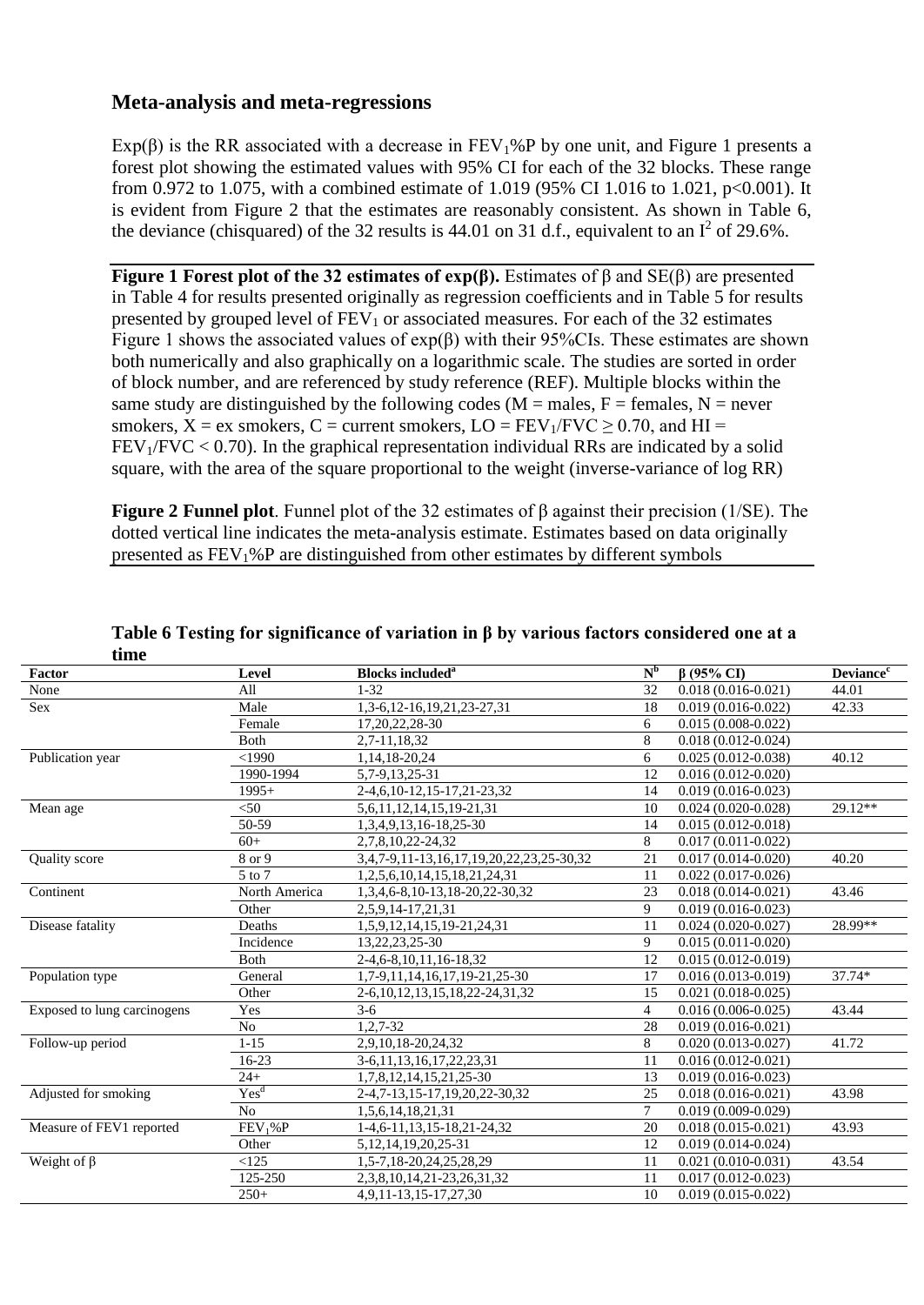## Meta-analysis and meta-regressions

Exp(β) is the RR associated with a decrease in $FEV_1$%P by one unit, and Figure 1 presents a forest plot showing the estimated values with 95% CI for each of the 32 blocks. These range from 0.972 to 1.075, with a combined estimate of 1.019 (95% CI 1.016 to 1.021, p<0.001). It is evident from Figure 2 that the estimates are reasonably consistent. As shown in Table 6, the deviance (chisquared) of the 32 results is 44.01 on 31 d.f., equivalent to an $I^2$ of 29.6%.

**Figure 1 Forest plot of the 32 estimates of exp(β).** Estimates of β and SE(β) are presented in Table 4 for results presented originally as regression coefficients and in Table 5 for results presented by grouped level of $FEV_1$ or associated measures. For each of the 32 estimates Figure 1 shows the associated values of exp(β) with their 95%CIs. These estimates are shown both numerically and also graphically on a logarithmic scale. The studies are sorted in order of block number, and are referenced by study reference (REF). Multiple blocks within the same study are distinguished by the following codes (M = males, F = females, N = never smokers, X = ex smokers, C = current smokers, LO = $FEV_1$/FVC ≥ 0.70, and HI = $FEV_1$/FVC < 0.70). In the graphical representation individual RRs are indicated by a solid square, with the area of the square proportional to the weight (inverse-variance of log RR)

**Figure 2 Funnel plot**. Funnel plot of the 32 estimates of β against their precision (1/SE). The dotted vertical line indicates the meta-analysis estimate. Estimates based on data originally presented as $FEV_1$%P are distinguished from other estimates by different symbols

**Table 6 Testing for significance of variation in β by various factors considered one at a time**

| Factor | Level | Blocks included[a] | N[b] | β (95% CI) | Deviance[c] |
|---|---|---|---|---|---|
| None | All | 1-32 | 32 | 0.018 (0.016-0.021) | 44.01 |
| Sex | Male | 1,3-6,12-16,19,21,23-27,31 | 18 | 0.019 (0.016-0.022) | 42.33 |
| | Female | 17,20,22,28-30 | 6 | 0.015 (0.008-0.022) | |
| | Both | 2,7-11,18,32 | 8 | 0.018 (0.012-0.024) | |
| Publication year | <1990 | 1,14,18-20,24 | 6 | 0.025 (0.012-0.038) | 40.12 |
| | 1990-1994 | 5,7-9,13,25-31 | 12 | 0.016 (0.012-0.020) | |
| | 1995+ | 2-4,6,10-12,15-17,21-23,32 | 14 | 0.019 (0.016-0.023) | |
| Mean age | <50 | 5,6,11,12,14,15,19-21,31 | 10 | 0.024 (0.020-0.028) | 29.12** |
| | 50-59 | 1,3,4,9,13,16-18,25-30 | 14 | 0.015 (0.012-0.018) | |
| | 60+ | 2,7,8,10,22-24,32 | 8 | 0.017 (0.011-0.022) | |
| Quality score | 8 or 9 | 3,4,7-9,11-13,16,17,19,20,22,23,25-30,32 | 21 | 0.017 (0.014-0.020) | 40.20 |
| | 5 to 7 | 1,2,5,6,10,14,15,18,21,24,31 | 11 | 0.022 (0.017-0.026) | |
| Continent | North America | 1,3,4,6-8,10-13,18-20,22-30,32 | 23 | 0.018 (0.014-0.021) | 43.46 |
| | Other | 2,5,9,14-17,21,31 | 9 | 0.019 (0.016-0.023) | |
| Disease fatality | Deaths | 1,5,9,12,14,15,19-21,24,31 | 11 | 0.024 (0.020-0.027) | 28.99** |
| | Incidence | 13,22,23,25-30 | 9 | 0.015 (0.011-0.020) | |
| | Both | 2-4,6-8,10,11,16-18,32 | 12 | 0.015 (0.012-0.019) | |
| Population type | General | 1,7-9,11,14,16,17,19-21,25-30 | 17 | 0.016 (0.013-0.019) | 37.74* |
| | Other | 2-6,10,12,13,15,18,22-24,31,32 | 15 | 0.021 (0.018-0.025) | |
| Exposed to lung carcinogens | Yes | 3-6 | 4 | 0.016 (0.006-0.025) | 43.44 |
| | No | 1,2,7-32 | 28 | 0.019 (0.016-0.021) | |
| Follow-up period | 1-15 | 2,9,10,18-20,24,32 | 8 | 0.020 (0.013-0.027) | 41.72 |
| | 16-23 | 3-6,11,13,16,17,22,23,31 | 11 | 0.016 (0.012-0.021) | |
| | 24+ | 1,7,8,12,14,15,21,25-30 | 13 | 0.019 (0.016-0.023) | |
| Adjusted for smoking | Yes[d] | 2-4,7-13,15-17,19,20,22-30,32 | 25 | 0.018 (0.016-0.021) | 43.98 |
| | No | 1,5,6,14,18,21,31 | 7 | 0.019 (0.009-0.029) | |
| Measure of FEV1 reported | $FEV_1$%P | 1-4,6-11,13,15-18,21-24,32 | 20 | 0.018 (0.015-0.021) | 43.93 |
| | Other | 5,12,14,19,20,25-31 | 12 | 0.019 (0.014-0.024) | |
| Weight of β | <125 | 1,5-7,18-20,24,25,28,29 | 11 | 0.021 (0.010-0.031) | 43.54 |
| | 125-250 | 2,3,8,10,14,21-23,26,31,32 | 11 | 0.017 (0.012-0.023) | |
| | 250+ | 4,9,11-13,15-17,27,30 | 10 | 0.019 (0.015-0.022) | |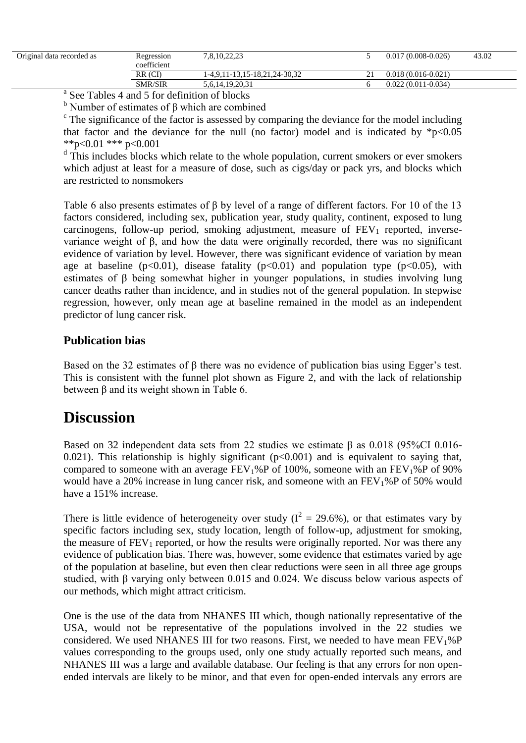| | | | | | |
|---|---|---|---|---|---|
| Original data recorded as | Regression coefficient | 7,8,10,22,23 | 5 | 0.017 (0.008-0.026) | 43.02 |
| | RR (CI) | 1-4,9,11-13,15-18,21,24-30,32 | 21 | 0.018 (0.016-0.021) | |
| | SMR/SIR | 5,6,14,19,20,31 | 6 | 0.022 (0.011-0.034) | |

[a] See Tables 4 and 5 for definition of blocks

[b] Number of estimates of β which are combined

[c] The significance of the factor is assessed by comparing the deviance for the model including that factor and the deviance for the null (no factor) model and is indicated by \*p<0.05 \*\*p<0.01 \*\*\* p<0.001

[d] This includes blocks which relate to the whole population, current smokers or ever smokers which adjust at least for a measure of dose, such as cigs/day or pack yrs, and blocks which are restricted to nonsmokers

Table 6 also presents estimates of β by level of a range of different factors. For 10 of the 13 factors considered, including sex, publication year, study quality, continent, exposed to lung carcinogens, follow-up period, smoking adjustment, measure of $FEV_1$ reported, inverse-variance weight of β, and how the data were originally recorded, there was no significant evidence of variation by level. However, there was significant evidence of variation by mean age at baseline ($p<0.01$), disease fatality ($p<0.01$) and population type ($p<0.05$), with estimates of β being somewhat higher in younger populations, in studies involving lung cancer deaths rather than incidence, and in studies not of the general population. In stepwise regression, however, only mean age at baseline remained in the model as an independent predictor of lung cancer risk.

### Publication bias

Based on the 32 estimates of β there was no evidence of publication bias using Egger's test. This is consistent with the funnel plot shown as Figure 2, and with the lack of relationship between β and its weight shown in Table 6.

## Discussion

Based on 32 independent data sets from 22 studies we estimate β as 0.018 (95%CI 0.016-0.021). This relationship is highly significant ($p<0.001$) and is equivalent to saying that, compared to someone with an average $FEV_1$%P of 100%, someone with an $FEV_1$%P of 90% would have a 20% increase in lung cancer risk, and someone with an $FEV_1$%P of 50% would have a 151% increase.

There is little evidence of heterogeneity over study ($I^2$ = 29.6%), or that estimates vary by specific factors including sex, study location, length of follow-up, adjustment for smoking, the measure of $FEV_1$ reported, or how the results were originally reported. Nor was there any evidence of publication bias. There was, however, some evidence that estimates varied by age of the population at baseline, but even then clear reductions were seen in all three age groups studied, with β varying only between 0.015 and 0.024. We discuss below various aspects of our methods, which might attract criticism.

One is the use of the data from NHANES III which, though nationally representative of the USA, would not be representative of the populations involved in the 22 studies we considered. We used NHANES III for two reasons. First, we needed to have mean $FEV_1$%P values corresponding to the groups used, only one study actually reported such means, and NHANES III was a large and available database. Our feeling is that any errors for non open-ended intervals are likely to be minor, and that even for open-ended intervals any errors are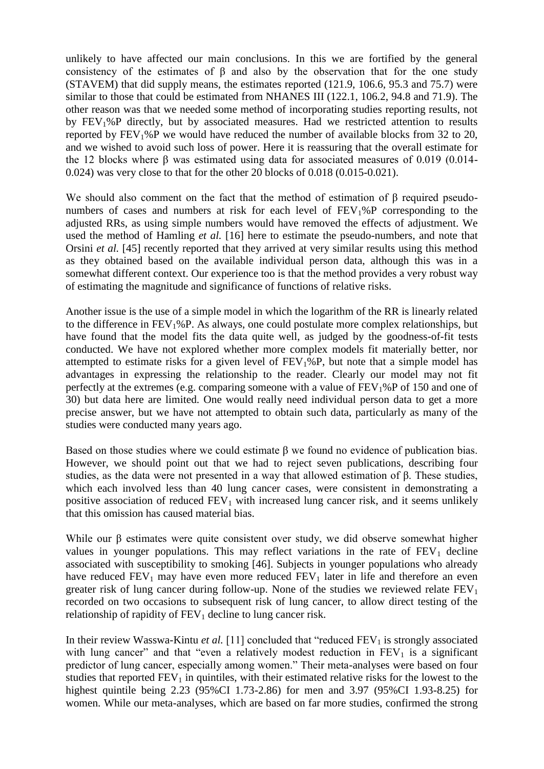unlikely to have affected our main conclusions. In this we are fortified by the general consistency of the estimates of $\beta$ and also by the observation that for the one study (STAVEM) that did supply means, the estimates reported (121.9, 106.6, 95.3 and 75.7) were similar to those that could be estimated from NHANES III (122.1, 106.2, 94.8 and 71.9). The other reason was that we needed some method of incorporating studies reporting results, not by $FEV_1$%P directly, but by associated measures. Had we restricted attention to results reported by $FEV_1$%P we would have reduced the number of available blocks from 32 to 20, and we wished to avoid such loss of power. Here it is reassuring that the overall estimate for the 12 blocks where $\beta$ was estimated using data for associated measures of 0.019 (0.014-0.024) was very close to that for the other 20 blocks of 0.018 (0.015-0.021).

We should also comment on the fact that the method of estimation of $\beta$ required pseudo-numbers of cases and numbers at risk for each level of $FEV_1$%P corresponding to the adjusted RRs, as using simple numbers would have removed the effects of adjustment. We used the method of Hamling *et al.* [16] here to estimate the pseudo-numbers, and note that Orsini *et al.* [45] recently reported that they arrived at very similar results using this method as they obtained based on the available individual person data, although this was in a somewhat different context. Our experience too is that the method provides a very robust way of estimating the magnitude and significance of functions of relative risks.

Another issue is the use of a simple model in which the logarithm of the RR is linearly related to the difference in $FEV_1$%P. As always, one could postulate more complex relationships, but have found that the model fits the data quite well, as judged by the goodness-of-fit tests conducted. We have not explored whether more complex models fit materially better, nor attempted to estimate risks for a given level of $FEV_1$%P, but note that a simple model has advantages in expressing the relationship to the reader. Clearly our model may not fit perfectly at the extremes (e.g. comparing someone with a value of $FEV_1$%P of 150 and one of 30) but data here are limited. One would really need individual person data to get a more precise answer, but we have not attempted to obtain such data, particularly as many of the studies were conducted many years ago.

Based on those studies where we could estimate $\beta$ we found no evidence of publication bias. However, we should point out that we had to reject seven publications, describing four studies, as the data were not presented in a way that allowed estimation of $\beta$. These studies, which each involved less than 40 lung cancer cases, were consistent in demonstrating a positive association of reduced $FEV_1$ with increased lung cancer risk, and it seems unlikely that this omission has caused material bias.

While our $\beta$ estimates were quite consistent over study, we did observe somewhat higher values in younger populations. This may reflect variations in the rate of $FEV_1$ decline associated with susceptibility to smoking [46]. Subjects in younger populations who already have reduced $FEV_1$ may have even more reduced $FEV_1$ later in life and therefore an even greater risk of lung cancer during follow-up. None of the studies we reviewed relate $FEV_1$ recorded on two occasions to subsequent risk of lung cancer, to allow direct testing of the relationship of rapidity of $FEV_1$ decline to lung cancer risk.

In their review Wasswa-Kintu *et al.* [11] concluded that "reduced $FEV_1$ is strongly associated with lung cancer" and that "even a relatively modest reduction in $FEV_1$ is a significant predictor of lung cancer, especially among women." Their meta-analyses were based on four studies that reported $FEV_1$ in quintiles, with their estimated relative risks for the lowest to the highest quintile being 2.23 (95%CI 1.73-2.86) for men and 3.97 (95%CI 1.93-8.25) for women. While our meta-analyses, which are based on far more studies, confirmed the strong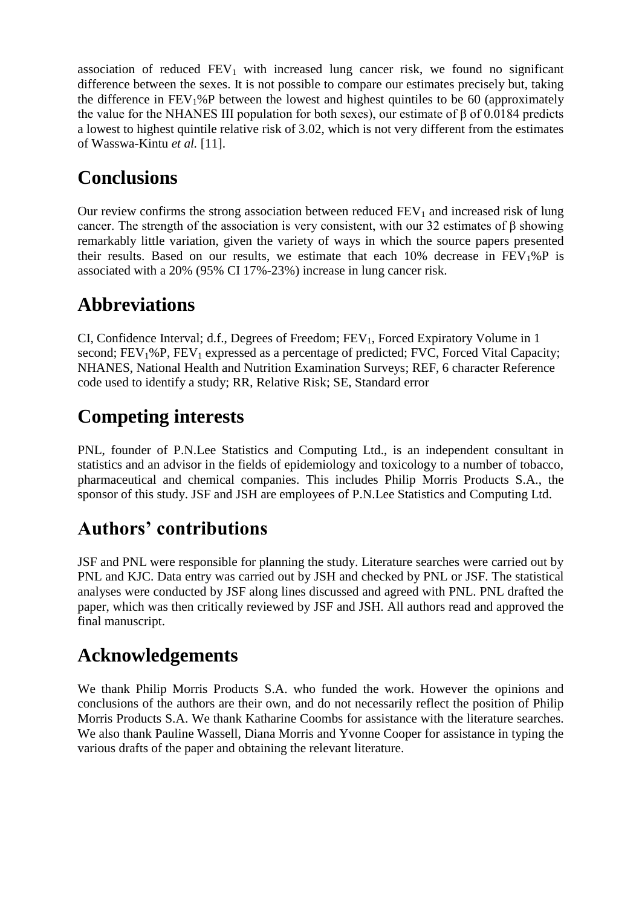association of reduced $FEV_1$ with increased lung cancer risk, we found no significant difference between the sexes. It is not possible to compare our estimates precisely but, taking the difference in $FEV_1$%P between the lowest and highest quintiles to be 60 (approximately the value for the NHANES III population for both sexes), our estimate of $\beta$ of 0.0184 predicts a lowest to highest quintile relative risk of 3.02, which is not very different from the estimates of Wasswa-Kintu *et al.* [11].

## Conclusions

Our review confirms the strong association between reduced $FEV_1$ and increased risk of lung cancer. The strength of the association is very consistent, with our 32 estimates of $\beta$ showing remarkably little variation, given the variety of ways in which the source papers presented their results. Based on our results, we estimate that each 10% decrease in $FEV_1$%P is associated with a 20% (95% CI 17%-23%) increase in lung cancer risk.

## Abbreviations

CI, Confidence Interval; d.f., Degrees of Freedom; $FEV_1$, Forced Expiratory Volume in 1 second; $FEV_1$%P, $FEV_1$ expressed as a percentage of predicted; FVC, Forced Vital Capacity; NHANES, National Health and Nutrition Examination Surveys; REF, 6 character Reference code used to identify a study; RR, Relative Risk; SE, Standard error

## Competing interests

PNL, founder of P.N.Lee Statistics and Computing Ltd., is an independent consultant in statistics and an advisor in the fields of epidemiology and toxicology to a number of tobacco, pharmaceutical and chemical companies. This includes Philip Morris Products S.A., the sponsor of this study. JSF and JSH are employees of P.N.Lee Statistics and Computing Ltd.

## Authors' contributions

JSF and PNL were responsible for planning the study. Literature searches were carried out by PNL and KJC. Data entry was carried out by JSH and checked by PNL or JSF. The statistical analyses were conducted by JSF along lines discussed and agreed with PNL. PNL drafted the paper, which was then critically reviewed by JSF and JSH. All authors read and approved the final manuscript.

## Acknowledgements

We thank Philip Morris Products S.A. who funded the work. However the opinions and conclusions of the authors are their own, and do not necessarily reflect the position of Philip Morris Products S.A. We thank Katharine Coombs for assistance with the literature searches. We also thank Pauline Wassell, Diana Morris and Yvonne Cooper for assistance in typing the various drafts of the paper and obtaining the relevant literature.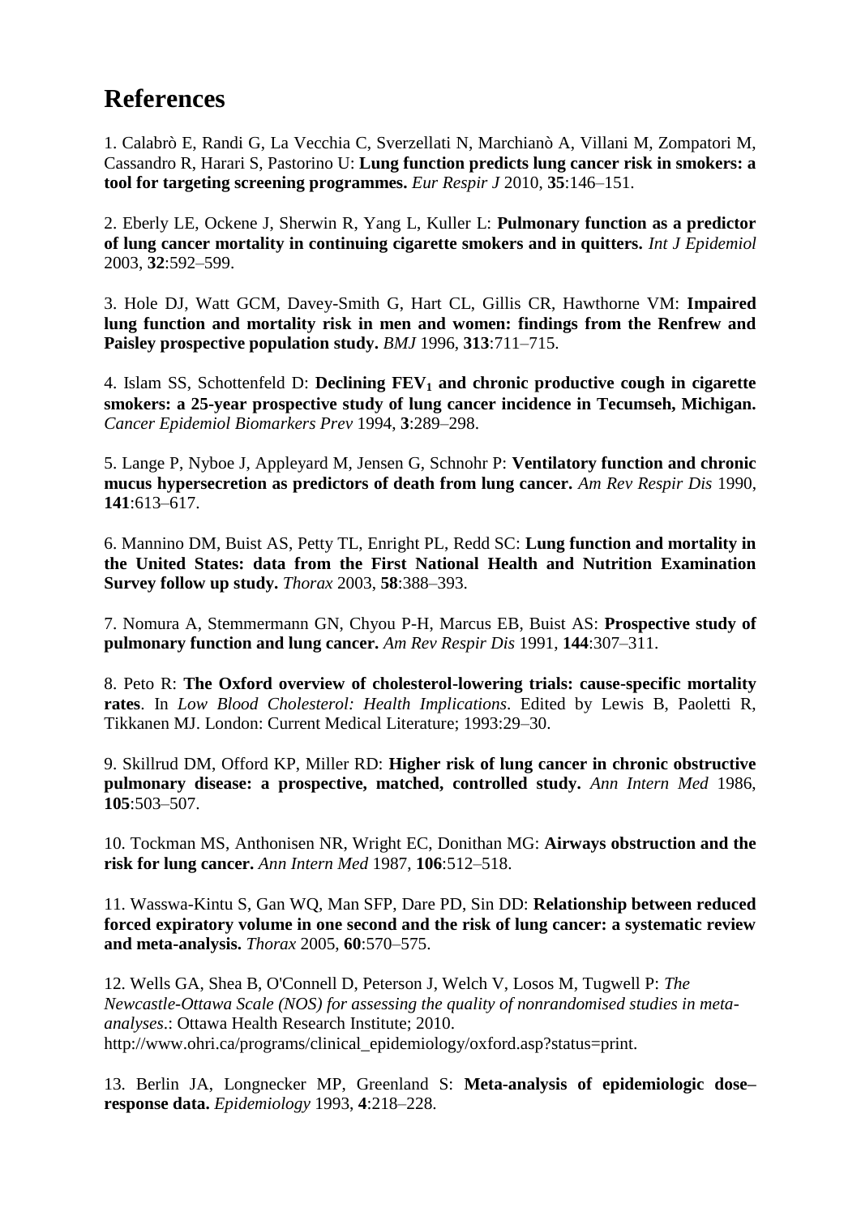# References

1. Calabrò E, Randi G, La Vecchia C, Sverzellati N, Marchianò A, Villani M, Zompatori M, Cassandro R, Harari S, Pastorino U: **Lung function predicts lung cancer risk in smokers: a tool for targeting screening programmes.** *Eur Respir J* 2010, **35**:146–151.

2. Eberly LE, Ockene J, Sherwin R, Yang L, Kuller L: **Pulmonary function as a predictor of lung cancer mortality in continuing cigarette smokers and in quitters.** *Int J Epidemiol* 2003, **32**:592–599.

3. Hole DJ, Watt GCM, Davey-Smith G, Hart CL, Gillis CR, Hawthorne VM: **Impaired lung function and mortality risk in men and women: findings from the Renfrew and Paisley prospective population study.** *BMJ* 1996, **313**:711–715.

4. Islam SS, Schottenfeld D: **Declining $FEV_1$ and chronic productive cough in cigarette smokers: a 25-year prospective study of lung cancer incidence in Tecumseh, Michigan.** *Cancer Epidemiol Biomarkers Prev* 1994, **3**:289–298.

5. Lange P, Nyboe J, Appleyard M, Jensen G, Schnohr P: **Ventilatory function and chronic mucus hypersecretion as predictors of death from lung cancer.** *Am Rev Respir Dis* 1990, **141**:613–617.

6. Mannino DM, Buist AS, Petty TL, Enright PL, Redd SC: **Lung function and mortality in the United States: data from the First National Health and Nutrition Examination Survey follow up study.** *Thorax* 2003, **58**:388–393.

7. Nomura A, Stemmermann GN, Chyou P-H, Marcus EB, Buist AS: **Prospective study of pulmonary function and lung cancer.** *Am Rev Respir Dis* 1991, **144**:307–311.

8. Peto R: **The Oxford overview of cholesterol-lowering trials: cause-specific mortality rates**. In *Low Blood Cholesterol: Health Implications*. Edited by Lewis B, Paoletti R, Tikkanen MJ. London: Current Medical Literature; 1993:29–30.

9. Skillrud DM, Offord KP, Miller RD: **Higher risk of lung cancer in chronic obstructive pulmonary disease: a prospective, matched, controlled study.** *Ann Intern Med* 1986, **105**:503–507.

10. Tockman MS, Anthonisen NR, Wright EC, Donithan MG: **Airways obstruction and the risk for lung cancer.** *Ann Intern Med* 1987, **106**:512–518.

11. Wasswa-Kintu S, Gan WQ, Man SFP, Dare PD, Sin DD: **Relationship between reduced forced expiratory volume in one second and the risk of lung cancer: a systematic review and meta-analysis.** *Thorax* 2005, **60**:570–575.

12. Wells GA, Shea B, O'Connell D, Peterson J, Welch V, Losos M, Tugwell P: *The Newcastle-Ottawa Scale (NOS) for assessing the quality of nonrandomised studies in meta-analyses*.: Ottawa Health Research Institute; 2010. http://www.ohri.ca/programs/clinical_epidemiology/oxford.asp?status=print.

13. Berlin JA, Longnecker MP, Greenland S: **Meta-analysis of epidemiologic dose–response data.** *Epidemiology* 1993, **4**:218–228.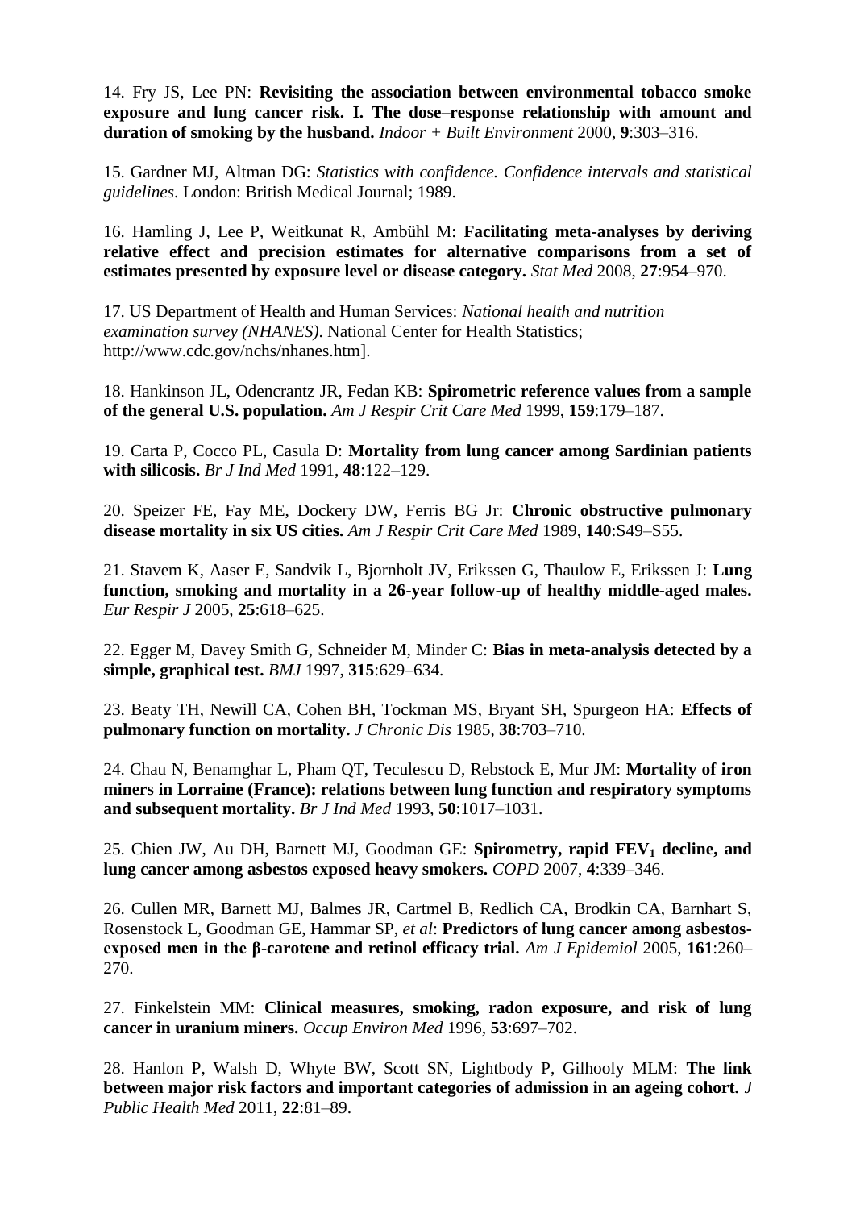14. Fry JS, Lee PN: **Revisiting the association between environmental tobacco smoke exposure and lung cancer risk. I. The dose–response relationship with amount and duration of smoking by the husband.** *Indoor + Built Environment* 2000, **9**:303–316.

15. Gardner MJ, Altman DG: *Statistics with confidence. Confidence intervals and statistical guidelines*. London: British Medical Journal; 1989.

16. Hamling J, Lee P, Weitkunat R, Ambühl M: **Facilitating meta-analyses by deriving relative effect and precision estimates for alternative comparisons from a set of estimates presented by exposure level or disease category.** *Stat Med* 2008, **27**:954–970.

17. US Department of Health and Human Services: *National health and nutrition examination survey (NHANES)*. National Center for Health Statistics; http://www.cdc.gov/nchs/nhanes.htm].

18. Hankinson JL, Odencrantz JR, Fedan KB: **Spirometric reference values from a sample of the general U.S. population.** *Am J Respir Crit Care Med* 1999, **159**:179–187.

19. Carta P, Cocco PL, Casula D: **Mortality from lung cancer among Sardinian patients with silicosis.** *Br J Ind Med* 1991, **48**:122–129.

20. Speizer FE, Fay ME, Dockery DW, Ferris BG Jr: **Chronic obstructive pulmonary disease mortality in six US cities.** *Am J Respir Crit Care Med* 1989, **140**:S49–S55.

21. Stavem K, Aaser E, Sandvik L, Bjornholt JV, Erikssen G, Thaulow E, Erikssen J: **Lung function, smoking and mortality in a 26-year follow-up of healthy middle-aged males.** *Eur Respir J* 2005, **25**:618–625.

22. Egger M, Davey Smith G, Schneider M, Minder C: **Bias in meta-analysis detected by a simple, graphical test.** *BMJ* 1997, **315**:629–634.

23. Beaty TH, Newill CA, Cohen BH, Tockman MS, Bryant SH, Spurgeon HA: **Effects of pulmonary function on mortality.** *J Chronic Dis* 1985, **38**:703–710.

24. Chau N, Benamghar L, Pham QT, Teculescu D, Rebstock E, Mur JM: **Mortality of iron miners in Lorraine (France): relations between lung function and respiratory symptoms and subsequent mortality.** *Br J Ind Med* 1993, **50**:1017–1031.

25. Chien JW, Au DH, Barnett MJ, Goodman GE: **Spirometry, rapid $FEV_1$ decline, and lung cancer among asbestos exposed heavy smokers.** *COPD* 2007, **4**:339–346.

26. Cullen MR, Barnett MJ, Balmes JR, Cartmel B, Redlich CA, Brodkin CA, Barnhart S, Rosenstock L, Goodman GE, Hammar SP, *et al*: **Predictors of lung cancer among asbestos-exposed men in the β-carotene and retinol efficacy trial.** *Am J Epidemiol* 2005, **161**:260–270.

27. Finkelstein MM: **Clinical measures, smoking, radon exposure, and risk of lung cancer in uranium miners.** *Occup Environ Med* 1996, **53**:697–702.

28. Hanlon P, Walsh D, Whyte BW, Scott SN, Lightbody P, Gilhooly MLM: **The link between major risk factors and important categories of admission in an ageing cohort.** *J Public Health Med* 2011, **22**:81–89.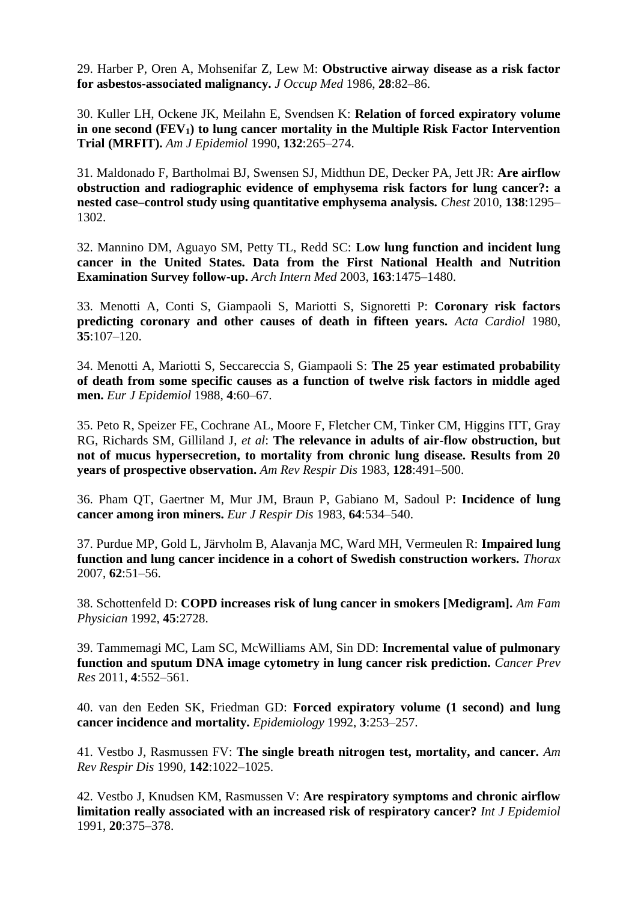29. Harber P, Oren A, Mohsenifar Z, Lew M: **Obstructive airway disease as a risk factor for asbestos-associated malignancy.** *J Occup Med* 1986, **28**:82–86.

30. Kuller LH, Ockene JK, Meilahn E, Svendsen K: **Relation of forced expiratory volume in one second ($FEV_1$) to lung cancer mortality in the Multiple Risk Factor Intervention Trial (MRFIT).** *Am J Epidemiol* 1990, **132**:265–274.

31. Maldonado F, Bartholmai BJ, Swensen SJ, Midthun DE, Decker PA, Jett JR: **Are airflow obstruction and radiographic evidence of emphysema risk factors for lung cancer?: a nested case–control study using quantitative emphysema analysis.** *Chest* 2010, **138**:1295–1302.

32. Mannino DM, Aguayo SM, Petty TL, Redd SC: **Low lung function and incident lung cancer in the United States. Data from the First National Health and Nutrition Examination Survey follow-up.** *Arch Intern Med* 2003, **163**:1475–1480.

33. Menotti A, Conti S, Giampaoli S, Mariotti S, Signoretti P: **Coronary risk factors predicting coronary and other causes of death in fifteen years.** *Acta Cardiol* 1980, **35**:107–120.

34. Menotti A, Mariotti S, Seccareccia S, Giampaoli S: **The 25 year estimated probability of death from some specific causes as a function of twelve risk factors in middle aged men.** *Eur J Epidemiol* 1988, **4**:60–67.

35. Peto R, Speizer FE, Cochrane AL, Moore F, Fletcher CM, Tinker CM, Higgins ITT, Gray RG, Richards SM, Gilliland J, *et al*: **The relevance in adults of air-flow obstruction, but not of mucus hypersecretion, to mortality from chronic lung disease. Results from 20 years of prospective observation.** *Am Rev Respir Dis* 1983, **128**:491–500.

36. Pham QT, Gaertner M, Mur JM, Braun P, Gabiano M, Sadoul P: **Incidence of lung cancer among iron miners.** *Eur J Respir Dis* 1983, **64**:534–540.

37. Purdue MP, Gold L, Järvholm B, Alavanja MC, Ward MH, Vermeulen R: **Impaired lung function and lung cancer incidence in a cohort of Swedish construction workers.** *Thorax* 2007, **62**:51–56.

38. Schottenfeld D: **COPD increases risk of lung cancer in smokers [Medigram].** *Am Fam Physician* 1992, **45**:2728.

39. Tammemagi MC, Lam SC, McWilliams AM, Sin DD: **Incremental value of pulmonary function and sputum DNA image cytometry in lung cancer risk prediction.** *Cancer Prev Res* 2011, **4**:552–561.

40. van den Eeden SK, Friedman GD: **Forced expiratory volume (1 second) and lung cancer incidence and mortality.** *Epidemiology* 1992, **3**:253–257.

41. Vestbo J, Rasmussen FV: **The single breath nitrogen test, mortality, and cancer.** *Am Rev Respir Dis* 1990, **142**:1022–1025.

42. Vestbo J, Knudsen KM, Rasmussen V: **Are respiratory symptoms and chronic airflow limitation really associated with an increased risk of respiratory cancer?** *Int J Epidemiol* 1991, **20**:375–378.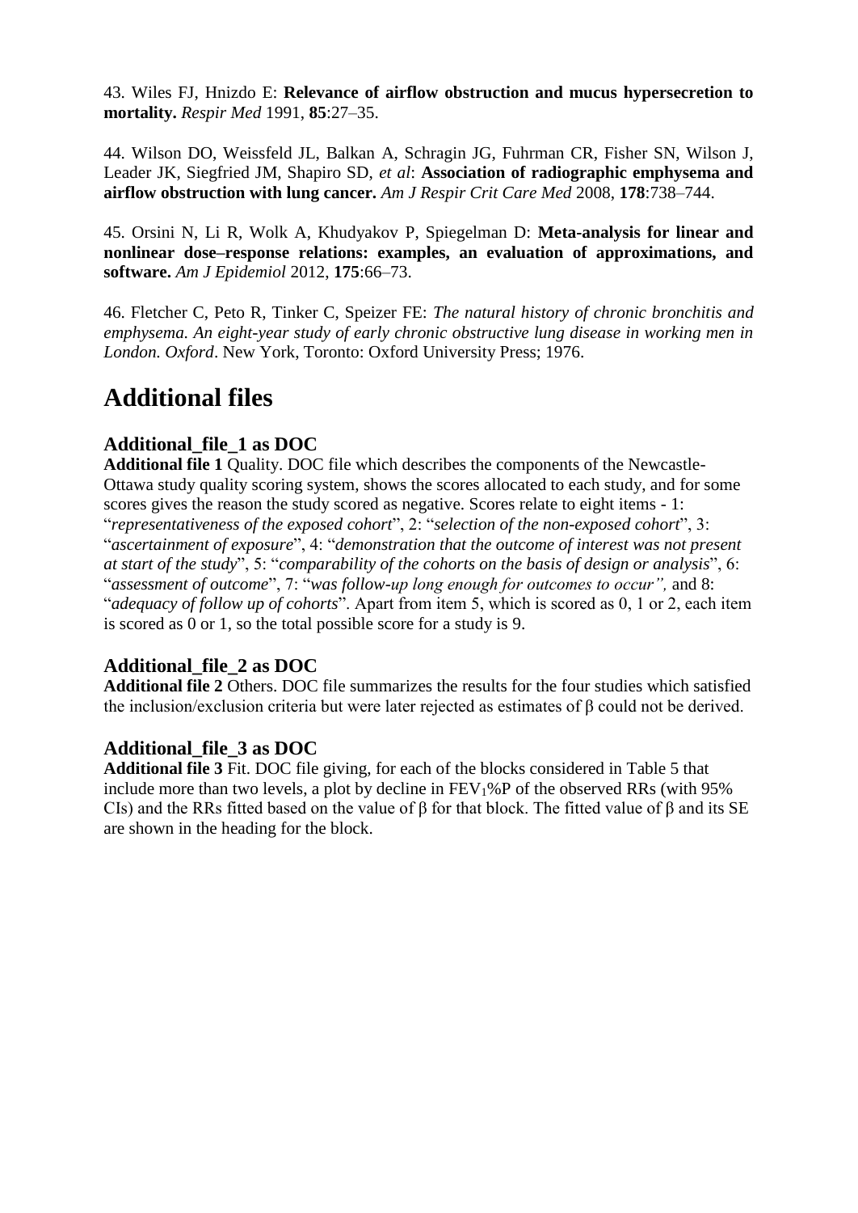43. Wiles FJ, Hnizdo E: **Relevance of airflow obstruction and mucus hypersecretion to mortality.** *Respir Med* 1991, **85**:27–35.

44. Wilson DO, Weissfeld JL, Balkan A, Schragin JG, Fuhrman CR, Fisher SN, Wilson J, Leader JK, Siegfried JM, Shapiro SD, *et al*: **Association of radiographic emphysema and airflow obstruction with lung cancer.** *Am J Respir Crit Care Med* 2008, **178**:738–744.

45. Orsini N, Li R, Wolk A, Khudyakov P, Spiegelman D: **Meta-analysis for linear and nonlinear dose–response relations: examples, an evaluation of approximations, and software.** *Am J Epidemiol* 2012, **175**:66–73.

46. Fletcher C, Peto R, Tinker C, Speizer FE: *The natural history of chronic bronchitis and emphysema. An eight-year study of early chronic obstructive lung disease in working men in London. Oxford*. New York, Toronto: Oxford University Press; 1976.

# Additional files

## Additional_file_1 as DOC

**Additional file 1** Quality. DOC file which describes the components of the Newcastle-Ottawa study quality scoring system, shows the scores allocated to each study, and for some scores gives the reason the study scored as negative. Scores relate to eight items - 1: "*representativeness of the exposed cohort*", 2: "*selection of the non-exposed cohort*", 3: "*ascertainment of exposure*", 4: "*demonstration that the outcome of interest was not present at start of the study*", 5: "*comparability of the cohorts on the basis of design or analysis*", 6: "*assessment of outcome*", 7: "*was follow-up long enough for outcomes to occur",* and 8: "*adequacy of follow up of cohorts*". Apart from item 5, which is scored as 0, 1 or 2, each item is scored as 0 or 1, so the total possible score for a study is 9.

## Additional_file_2 as DOC

**Additional file 2** Others. DOC file summarizes the results for the four studies which satisfied the inclusion/exclusion criteria but were later rejected as estimates of β could not be derived.

## Additional_file_3 as DOC

**Additional file 3** Fit. DOC file giving, for each of the blocks considered in Table 5 that include more than two levels, a plot by decline in $FEV_1$%P of the observed RRs (with 95% CIs) and the RRs fitted based on the value of β for that block. The fitted value of β and its SE are shown in the heading for the block.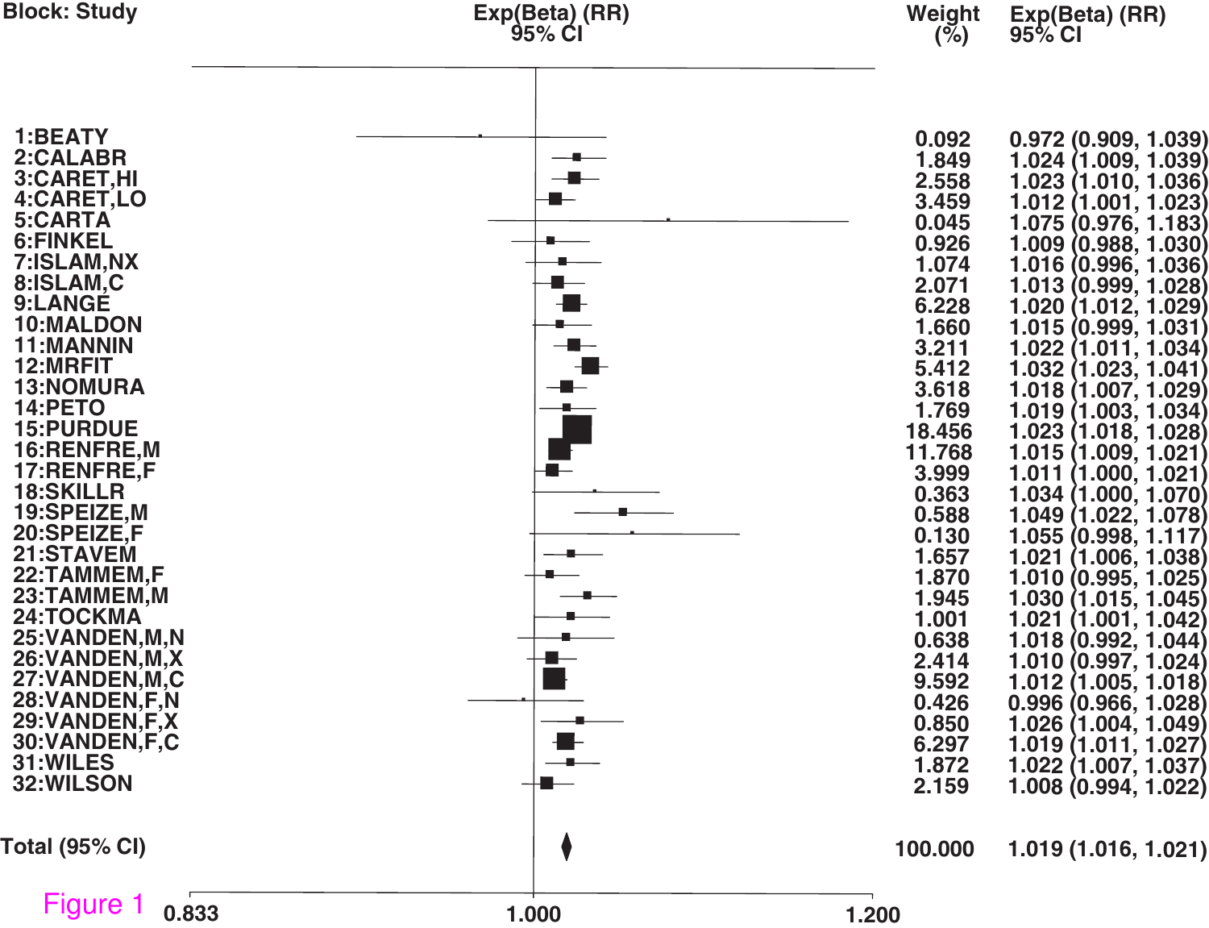Figure 1

| Block: Study | Weight (%) | Exp(Beta) (RR) 95% CI |
| --- | --- | --- |
| 1:BEATY | 0.092 | 0.972 (0.909, 1.039) |
| 2:CALABR | 1.849 | 1.024 (1.009, 1.039) |
| 3:CARET,HI | 2.558 | 1.023 (1.010, 1.036) |
| 4:CARET,LO | 3.459 | 1.012 (1.001, 1.023) |
| 5:CARTA | 0.045 | 1.075 (0.976, 1.183) |
| 6:FINKEL | 0.926 | 1.009 (0.988, 1.030) |
| 7:ISLAM,NX | 1.074 | 1.016 (0.996, 1.036) |
| 8:ISLAM,C | 2.071 | 1.013 (0.999, 1.028) |
| 9:LANGE | 6.228 | 1.020 (1.012, 1.029) |
| 10:MALDON | 1.660 | 1.015 (0.999, 1.031) |
| 11:MANNIN | 3.211 | 1.022 (1.011, 1.034) |
| 12:MRFIT | 5.412 | 1.032 (1.023, 1.041) |
| 13:NOMURA | 3.618 | 1.018 (1.007, 1.029) |
| 14:PETO | 1.769 | 1.019 (1.003, 1.034) |
| 15:PURDUE | 18.456 | 1.023 (1.018, 1.028) |
| 16:RENFRE,M | 11.768 | 1.015 (1.009, 1.021) |
| 17:RENFRE,F | 3.999 | 1.011 (1.000, 1.021) |
| 18:SKILLR | 0.363 | 1.034 (1.000, 1.070) |
| 19:SPEIZE,M | 0.588 | 1.049 (1.022, 1.078) |
| 20:SPEIZE,F | 0.130 | 1.055 (0.998, 1.117) |
| 21:STAVEM | 1.657 | 1.021 (1.006, 1.038) |
| 22:TAMMEM,F | 1.870 | 1.010 (0.995, 1.025) |
| 23:TAMMEM,M | 1.945 | 1.030 (1.015, 1.045) |
| 24:TOCKMA | 1.001 | 1.021 (1.001, 1.042) |
| 25:VANDEN,M,N | 0.638 | 1.018 (0.992, 1.044) |
| 26:VANDEN,M,X | 2.414 | 1.010 (0.997, 1.024) |
| 27:VANDEN,M,C | 9.592 | 1.012 (1.005, 1.018) |
| 28:VANDEN,F,N | 0.426 | 0.996 (0.966, 1.028) |
| 29:VANDEN,F,X | 0.850 | 1.026 (1.004, 1.049) |
| 30:VANDEN,F,C | 6.297 | 1.019 (1.011, 1.027) |
| 31:WILES | 1.872 | 1.022 (1.007, 1.037) |
| 32:WILSON | 2.159 | 1.008 (0.994, 1.022) |
| Total (95% CI) | 100.000 | 1.019 (1.016, 1.021) |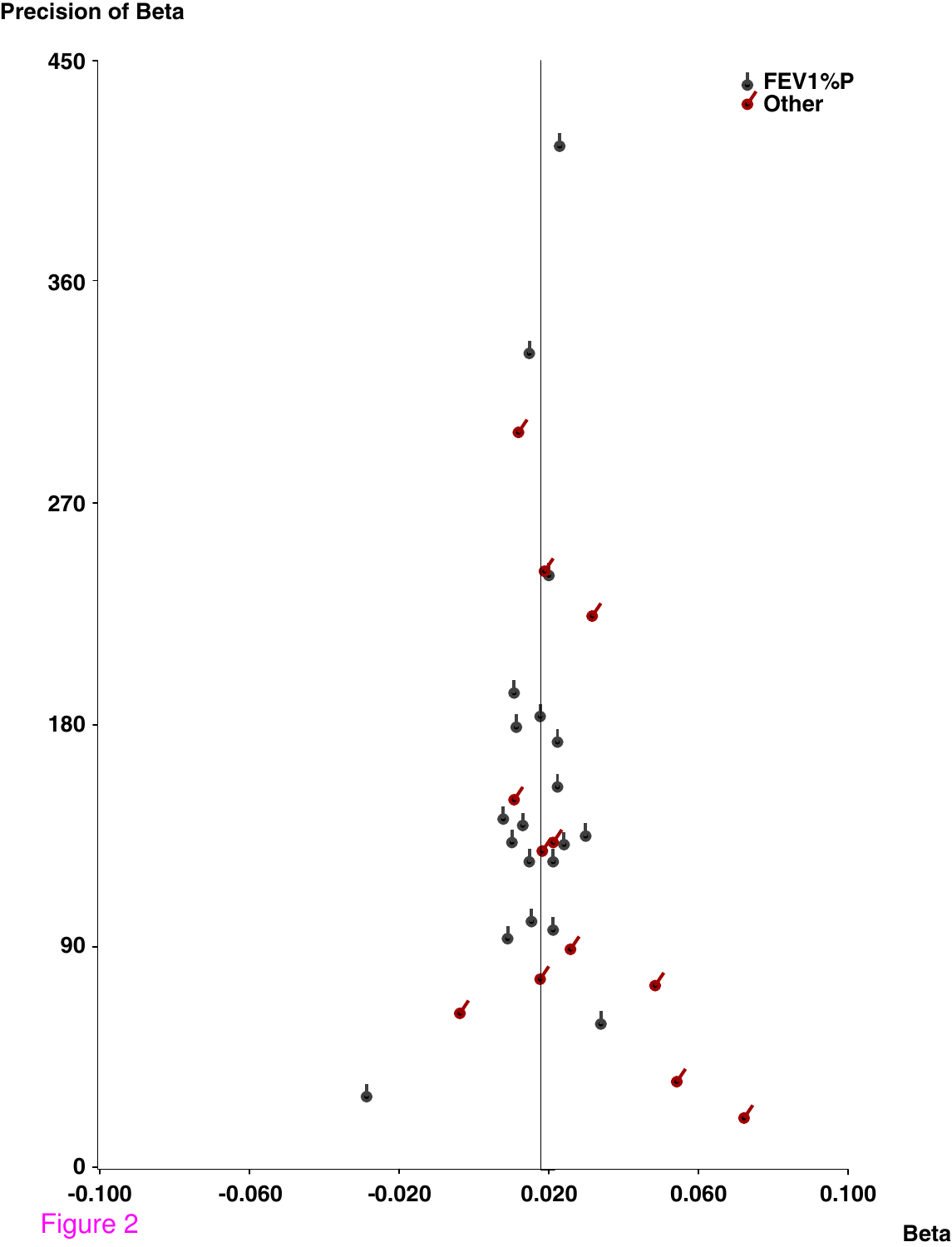Figure 2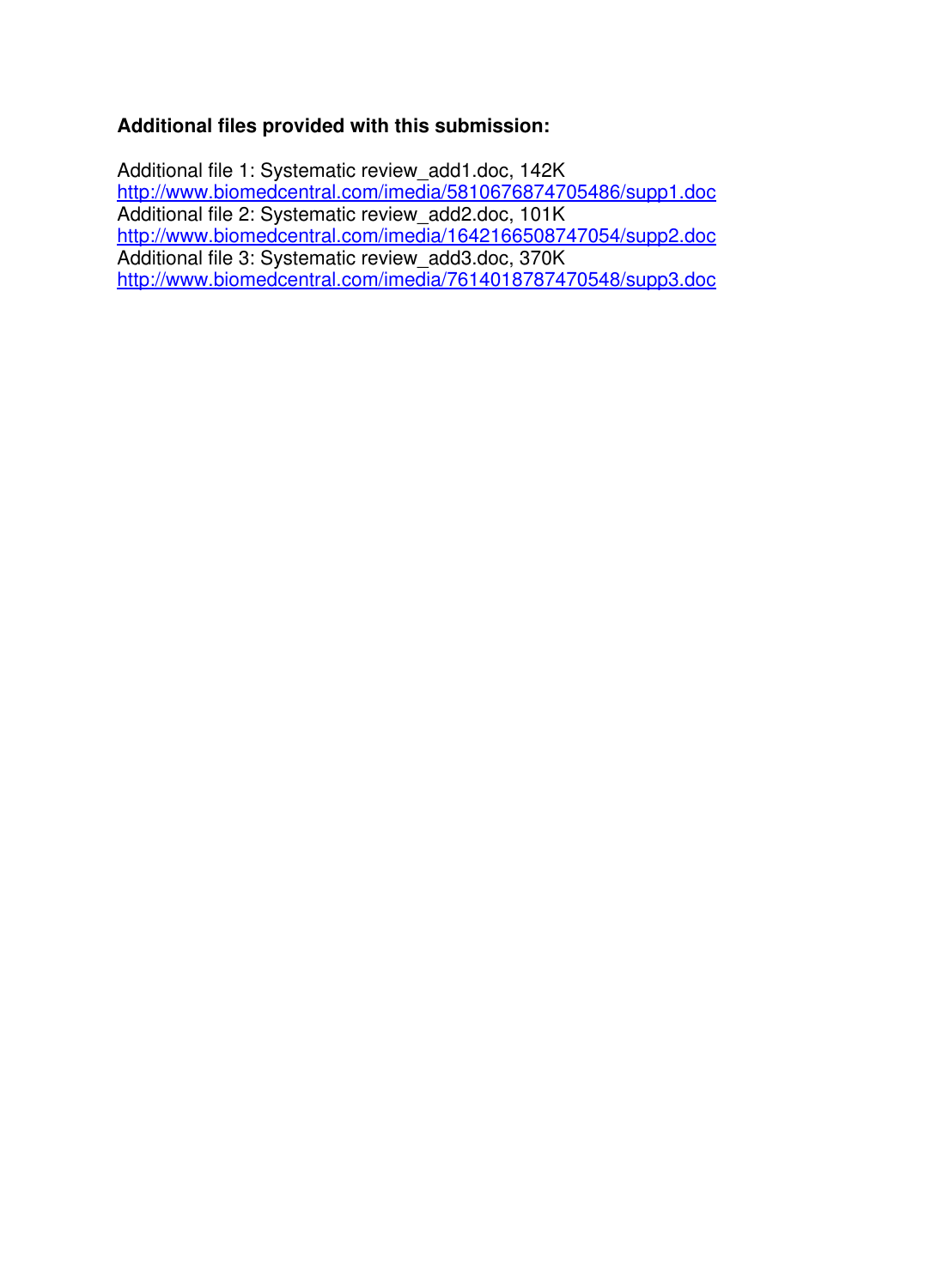**Additional files provided with this submission:**

Additional file 1: Systematic review_add1.doc, 142K
http://www.biomedcentral.com/imedia/5810676874705486/supp1.doc
Additional file 2: Systematic review_add2.doc, 101K
http://www.biomedcentral.com/imedia/1642166508747054/supp2.doc
Additional file 3: Systematic review_add3.doc, 370K
http://www.biomedcentral.com/imedia/7614018787470548/supp3.doc